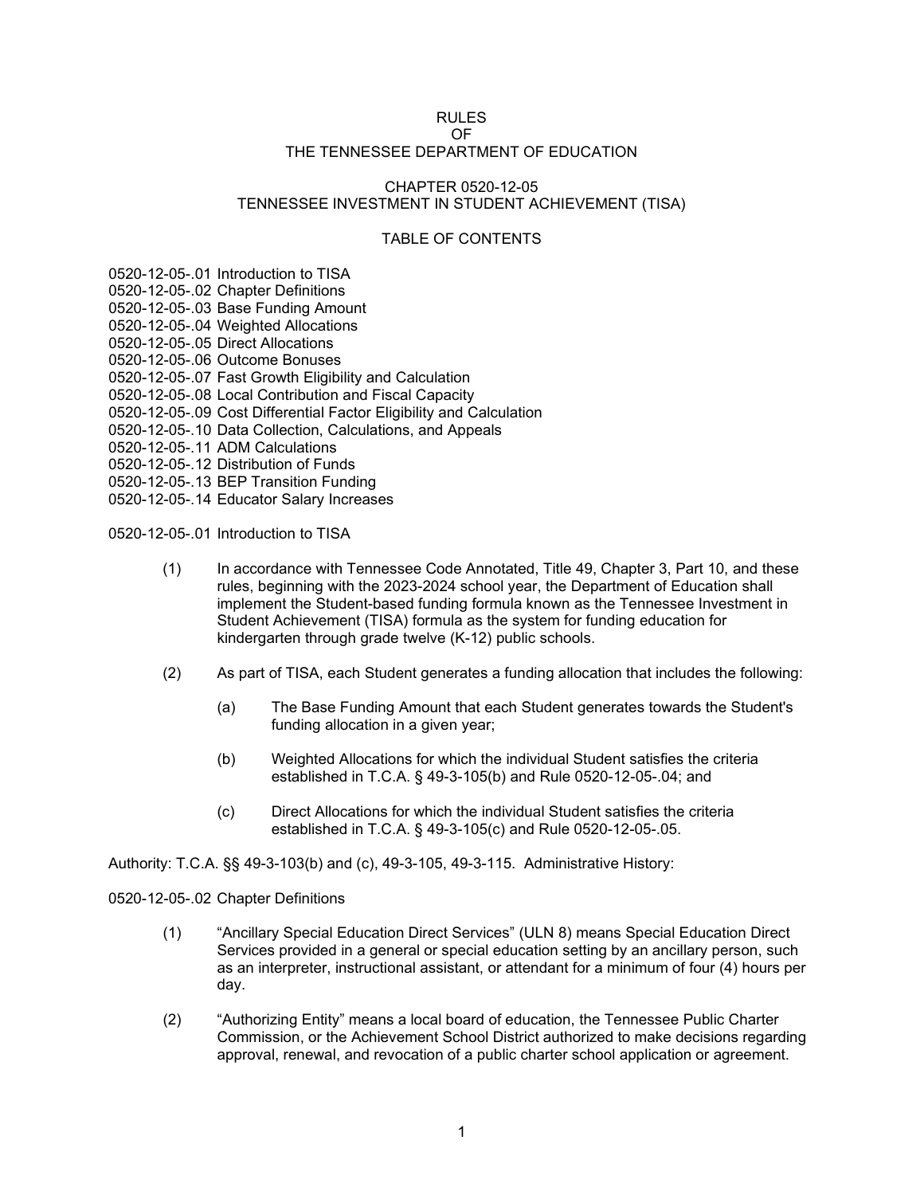# RULES
# OF
# THE TENNESSEE DEPARTMENT OF EDUCATION

## CHAPTER 0520-12-05
## TENNESSEE INVESTMENT IN STUDENT ACHIEVEMENT (TISA)

### TABLE OF CONTENTS

0520-12-05-.01 Introduction to TISA
0520-12-05-.02 Chapter Definitions
0520-12-05-.03 Base Funding Amount
0520-12-05-.04 Weighted Allocations
0520-12-05-.05 Direct Allocations
0520-12-05-.06 Outcome Bonuses
0520-12-05-.07 Fast Growth Eligibility and Calculation
0520-12-05-.08 Local Contribution and Fiscal Capacity
0520-12-05-.09 Cost Differential Factor Eligibility and Calculation
0520-12-05-.10 Data Collection, Calculations, and Appeals
0520-12-05-.11 ADM Calculations
0520-12-05-.12 Distribution of Funds
0520-12-05-.13 BEP Transition Funding
0520-12-05-.14 Educator Salary Increases

0520-12-05-.01 Introduction to TISA

(1) In accordance with Tennessee Code Annotated, Title 49, Chapter 3, Part 10, and these rules, beginning with the 2023-2024 school year, the Department of Education shall implement the Student-based funding formula known as the Tennessee Investment in Student Achievement (TISA) formula as the system for funding education for kindergarten through grade twelve (K-12) public schools.

(2) As part of TISA, each Student generates a funding allocation that includes the following:

(a) The Base Funding Amount that each Student generates towards the Student's funding allocation in a given year;

(b) Weighted Allocations for which the individual Student satisfies the criteria established in T.C.A. § 49-3-105(b) and Rule 0520-12-05-.04; and

(c) Direct Allocations for which the individual Student satisfies the criteria established in T.C.A. § 49-3-105(c) and Rule 0520-12-05-.05.

Authority: T.C.A. §§ 49-3-103(b) and (c), 49-3-105, 49-3-115. Administrative History:

0520-12-05-.02 Chapter Definitions

(1) “Ancillary Special Education Direct Services” (ULN 8) means Special Education Direct Services provided in a general or special education setting by an ancillary person, such as an interpreter, instructional assistant, or attendant for a minimum of four (4) hours per day.

(2) “Authorizing Entity” means a local board of education, the Tennessee Public Charter Commission, or the Achievement School District authorized to make decisions regarding approval, renewal, and revocation of a public charter school application or agreement.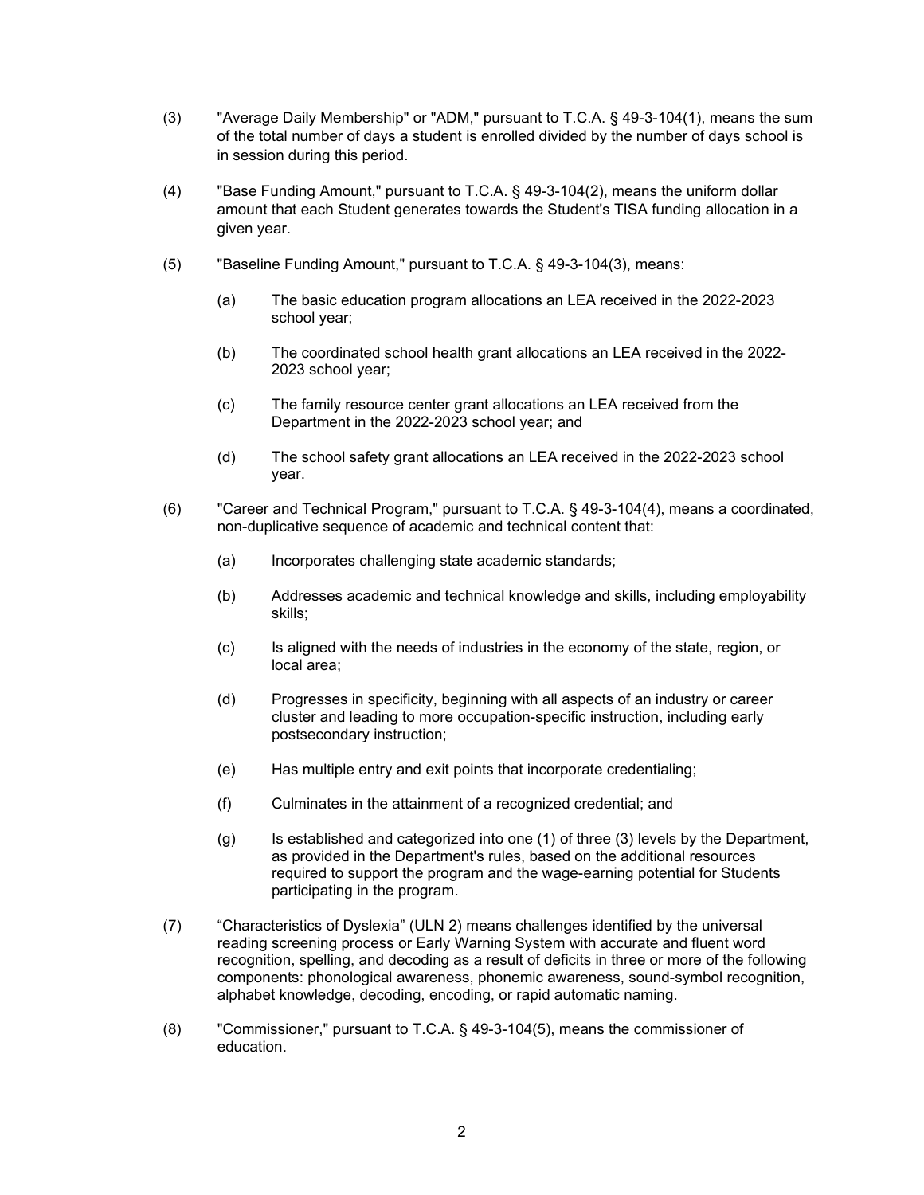(3) "Average Daily Membership" or "ADM," pursuant to T.C.A. § 49-3-104(1), means the sum of the total number of days a student is enrolled divided by the number of days school is in session during this period.

(4) "Base Funding Amount," pursuant to T.C.A. § 49-3-104(2), means the uniform dollar amount that each Student generates towards the Student's TISA funding allocation in a given year.

(5) "Baseline Funding Amount," pursuant to T.C.A. § 49-3-104(3), means:

  (a) The basic education program allocations an LEA received in the 2022-2023 school year;

  (b) The coordinated school health grant allocations an LEA received in the 2022-2023 school year;

  (c) The family resource center grant allocations an LEA received from the Department in the 2022-2023 school year; and

  (d) The school safety grant allocations an LEA received in the 2022-2023 school year.

(6) "Career and Technical Program," pursuant to T.C.A. § 49-3-104(4), means a coordinated, non-duplicative sequence of academic and technical content that:

  (a) Incorporates challenging state academic standards;

  (b) Addresses academic and technical knowledge and skills, including employability skills;

  (c) Is aligned with the needs of industries in the economy of the state, region, or local area;

  (d) Progresses in specificity, beginning with all aspects of an industry or career cluster and leading to more occupation-specific instruction, including early postsecondary instruction;

  (e) Has multiple entry and exit points that incorporate credentialing;

  (f) Culminates in the attainment of a recognized credential; and

  (g) Is established and categorized into one (1) of three (3) levels by the Department, as provided in the Department's rules, based on the additional resources required to support the program and the wage-earning potential for Students participating in the program.

(7) "Characteristics of Dyslexia" (ULN 2) means challenges identified by the universal reading screening process or Early Warning System with accurate and fluent word recognition, spelling, and decoding as a result of deficits in three or more of the following components: phonological awareness, phonemic awareness, sound-symbol recognition, alphabet knowledge, decoding, encoding, or rapid automatic naming.

(8) "Commissioner," pursuant to T.C.A. § 49-3-104(5), means the commissioner of education.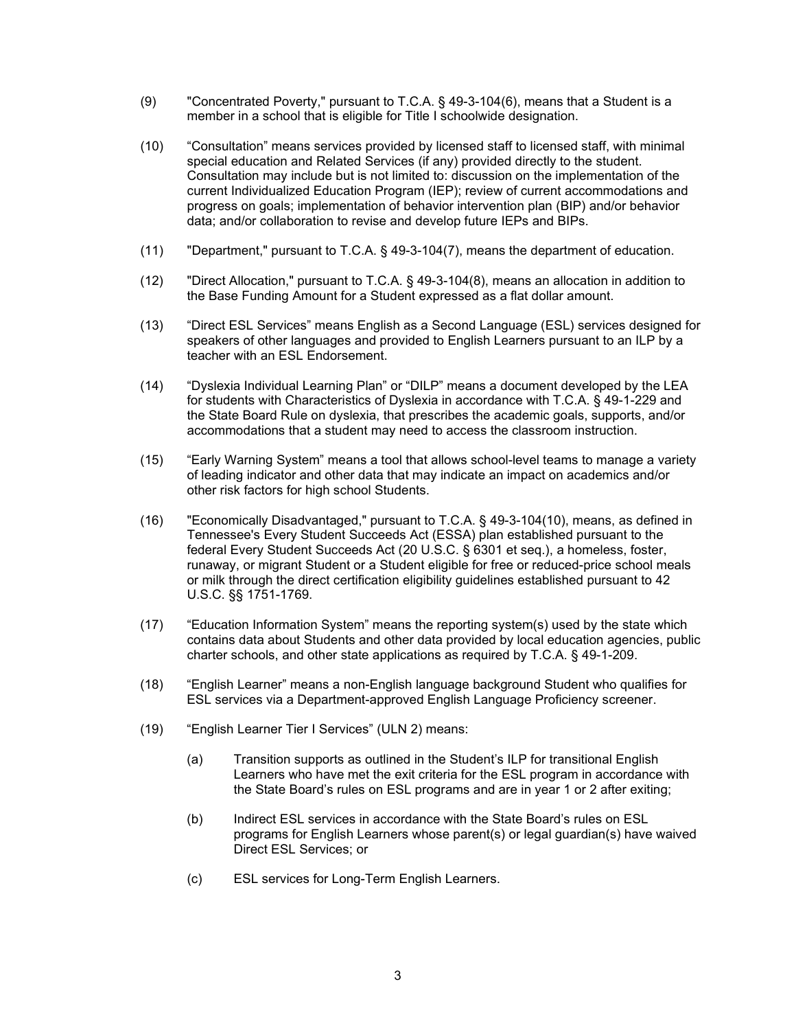(9) "Concentrated Poverty," pursuant to T.C.A. § 49-3-104(6), means that a Student is a member in a school that is eligible for Title I schoolwide designation.

(10) "Consultation" means services provided by licensed staff to licensed staff, with minimal special education and Related Services (if any) provided directly to the student. Consultation may include but is not limited to: discussion on the implementation of the current Individualized Education Program (IEP); review of current accommodations and progress on goals; implementation of behavior intervention plan (BIP) and/or behavior data; and/or collaboration to revise and develop future IEPs and BIPs.

(11) "Department," pursuant to T.C.A. § 49-3-104(7), means the department of education.

(12) "Direct Allocation," pursuant to T.C.A. § 49-3-104(8), means an allocation in addition to the Base Funding Amount for a Student expressed as a flat dollar amount.

(13) "Direct ESL Services" means English as a Second Language (ESL) services designed for speakers of other languages and provided to English Learners pursuant to an ILP by a teacher with an ESL Endorsement.

(14) "Dyslexia Individual Learning Plan" or "DILP" means a document developed by the LEA for students with Characteristics of Dyslexia in accordance with T.C.A. § 49-1-229 and the State Board Rule on dyslexia, that prescribes the academic goals, supports, and/or accommodations that a student may need to access the classroom instruction.

(15) "Early Warning System" means a tool that allows school-level teams to manage a variety of leading indicator and other data that may indicate an impact on academics and/or other risk factors for high school Students.

(16) "Economically Disadvantaged," pursuant to T.C.A. § 49-3-104(10), means, as defined in Tennessee's Every Student Succeeds Act (ESSA) plan established pursuant to the federal Every Student Succeeds Act (20 U.S.C. § 6301 et seq.), a homeless, foster, runaway, or migrant Student or a Student eligible for free or reduced-price school meals or milk through the direct certification eligibility guidelines established pursuant to 42 U.S.C. §§ 1751-1769.

(17) "Education Information System" means the reporting system(s) used by the state which contains data about Students and other data provided by local education agencies, public charter schools, and other state applications as required by T.C.A. § 49-1-209.

(18) "English Learner" means a non-English language background Student who qualifies for ESL services via a Department-approved English Language Proficiency screener.

(19) "English Learner Tier I Services" (ULN 2) means:

(a) Transition supports as outlined in the Student's ILP for transitional English Learners who have met the exit criteria for the ESL program in accordance with the State Board's rules on ESL programs and are in year 1 or 2 after exiting;

(b) Indirect ESL services in accordance with the State Board's rules on ESL programs for English Learners whose parent(s) or legal guardian(s) have waived Direct ESL Services; or

(c) ESL services for Long-Term English Learners.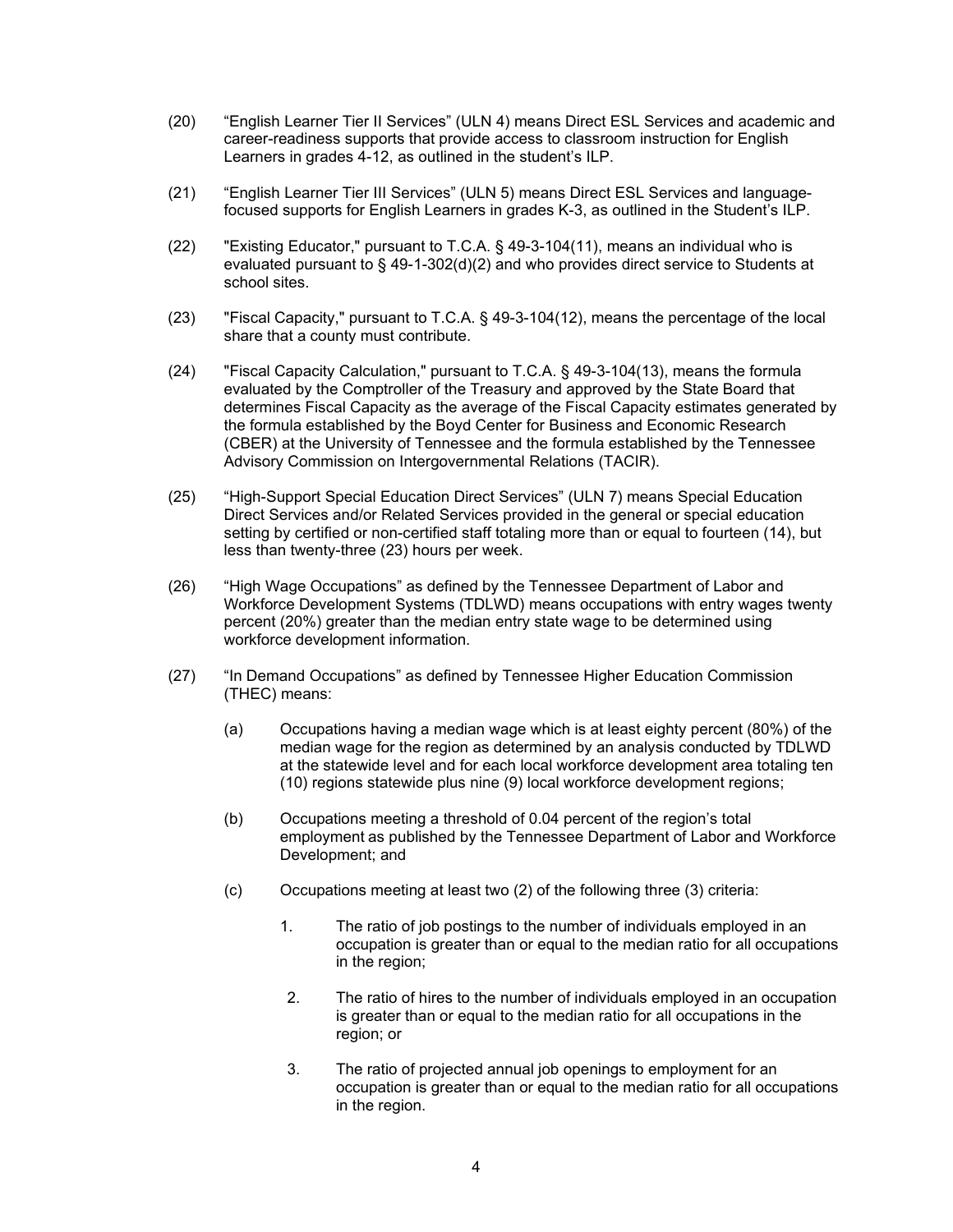(20) "English Learner Tier II Services" (ULN 4) means Direct ESL Services and academic and career-readiness supports that provide access to classroom instruction for English Learners in grades 4-12, as outlined in the student's ILP.

(21) "English Learner Tier III Services" (ULN 5) means Direct ESL Services and language-focused supports for English Learners in grades K-3, as outlined in the Student's ILP.

(22) "Existing Educator," pursuant to T.C.A. § 49-3-104(11), means an individual who is evaluated pursuant to § 49-1-302(d)(2) and who provides direct service to Students at school sites.

(23) "Fiscal Capacity," pursuant to T.C.A. § 49-3-104(12), means the percentage of the local share that a county must contribute.

(24) "Fiscal Capacity Calculation," pursuant to T.C.A. § 49-3-104(13), means the formula evaluated by the Comptroller of the Treasury and approved by the State Board that determines Fiscal Capacity as the average of the Fiscal Capacity estimates generated by the formula established by the Boyd Center for Business and Economic Research (CBER) at the University of Tennessee and the formula established by the Tennessee Advisory Commission on Intergovernmental Relations (TACIR).

(25) "High-Support Special Education Direct Services" (ULN 7) means Special Education Direct Services and/or Related Services provided in the general or special education setting by certified or non-certified staff totaling more than or equal to fourteen (14), but less than twenty-three (23) hours per week.

(26) "High Wage Occupations" as defined by the Tennessee Department of Labor and Workforce Development Systems (TDLWD) means occupations with entry wages twenty percent (20%) greater than the median entry state wage to be determined using workforce development information.

(27) "In Demand Occupations" as defined by Tennessee Higher Education Commission (THEC) means:

   (a) Occupations having a median wage which is at least eighty percent (80%) of the median wage for the region as determined by an analysis conducted by TDLWD at the statewide level and for each local workforce development area totaling ten (10) regions statewide plus nine (9) local workforce development regions;

   (b) Occupations meeting a threshold of 0.04 percent of the region's total employment as published by the Tennessee Department of Labor and Workforce Development; and

   (c) Occupations meeting at least two (2) of the following three (3) criteria:

      1. The ratio of job postings to the number of individuals employed in an occupation is greater than or equal to the median ratio for all occupations in the region;

      2. The ratio of hires to the number of individuals employed in an occupation is greater than or equal to the median ratio for all occupations in the region; or

      3. The ratio of projected annual job openings to employment for an occupation is greater than or equal to the median ratio for all occupations in the region.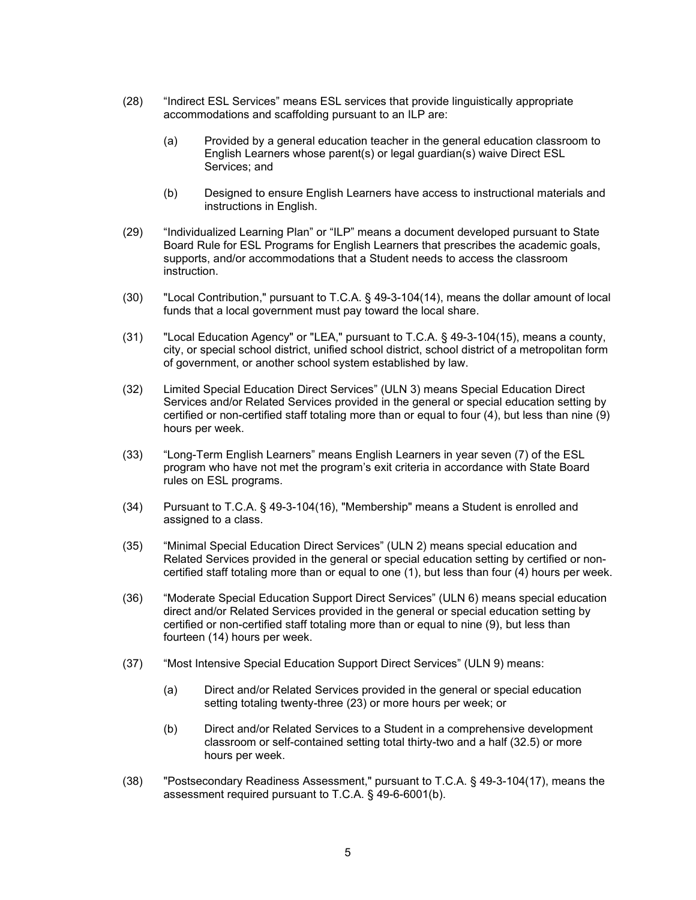(28) "Indirect ESL Services" means ESL services that provide linguistically appropriate accommodations and scaffolding pursuant to an ILP are:

(a) Provided by a general education teacher in the general education classroom to English Learners whose parent(s) or legal guardian(s) waive Direct ESL Services; and

(b) Designed to ensure English Learners have access to instructional materials and instructions in English.

(29) "Individualized Learning Plan" or "ILP" means a document developed pursuant to State Board Rule for ESL Programs for English Learners that prescribes the academic goals, supports, and/or accommodations that a Student needs to access the classroom instruction.

(30) "Local Contribution," pursuant to T.C.A. § 49-3-104(14), means the dollar amount of local funds that a local government must pay toward the local share.

(31) "Local Education Agency" or "LEA," pursuant to T.C.A. § 49-3-104(15), means a county, city, or special school district, unified school district, school district of a metropolitan form of government, or another school system established by law.

(32) Limited Special Education Direct Services" (ULN 3) means Special Education Direct Services and/or Related Services provided in the general or special education setting by certified or non-certified staff totaling more than or equal to four (4), but less than nine (9) hours per week.

(33) "Long-Term English Learners" means English Learners in year seven (7) of the ESL program who have not met the program's exit criteria in accordance with State Board rules on ESL programs.

(34) Pursuant to T.C.A. § 49-3-104(16), "Membership" means a Student is enrolled and assigned to a class.

(35) "Minimal Special Education Direct Services" (ULN 2) means special education and Related Services provided in the general or special education setting by certified or non-certified staff totaling more than or equal to one (1), but less than four (4) hours per week.

(36) "Moderate Special Education Support Direct Services" (ULN 6) means special education direct and/or Related Services provided in the general or special education setting by certified or non-certified staff totaling more than or equal to nine (9), but less than fourteen (14) hours per week.

(37) "Most Intensive Special Education Support Direct Services" (ULN 9) means:

(a) Direct and/or Related Services provided in the general or special education setting totaling twenty-three (23) or more hours per week; or

(b) Direct and/or Related Services to a Student in a comprehensive development classroom or self-contained setting total thirty-two and a half (32.5) or more hours per week.

(38) "Postsecondary Readiness Assessment," pursuant to T.C.A. § 49-3-104(17), means the assessment required pursuant to T.C.A. § 49-6-6001(b).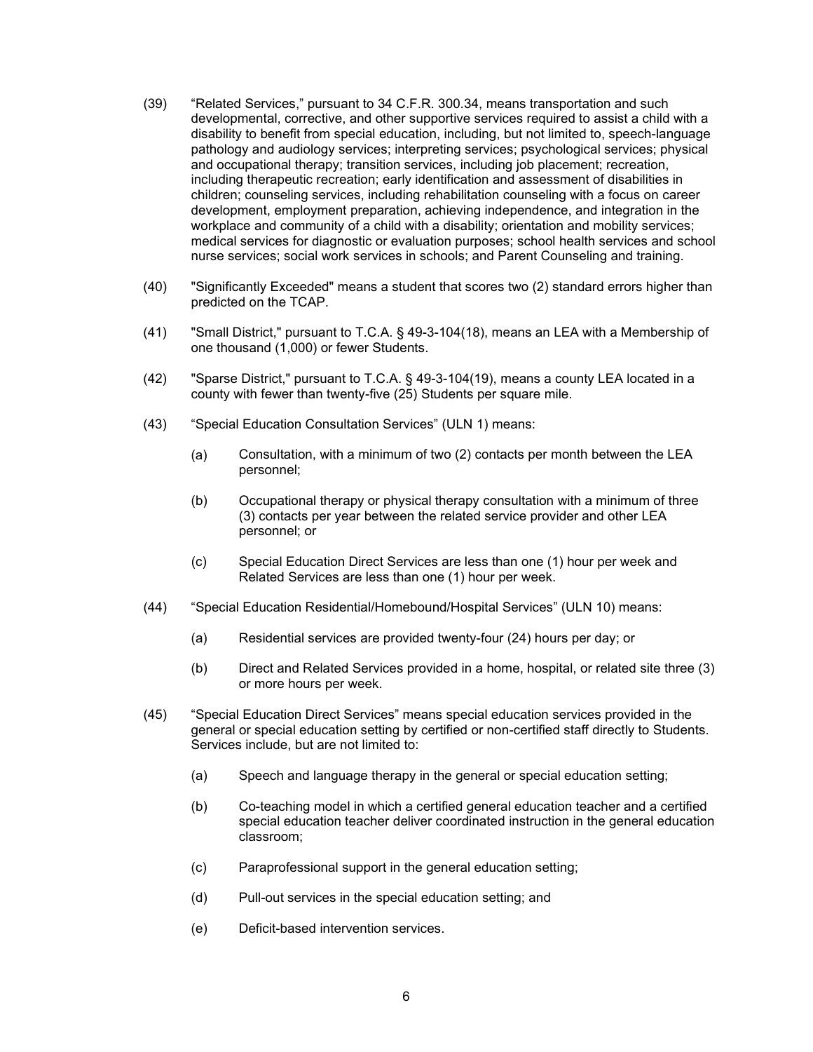(39) "Related Services," pursuant to 34 C.F.R. 300.34, means transportation and such developmental, corrective, and other supportive services required to assist a child with a disability to benefit from special education, including, but not limited to, speech-language pathology and audiology services; interpreting services; psychological services; physical and occupational therapy; transition services, including job placement; recreation, including therapeutic recreation; early identification and assessment of disabilities in children; counseling services, including rehabilitation counseling with a focus on career development, employment preparation, achieving independence, and integration in the workplace and community of a child with a disability; orientation and mobility services; medical services for diagnostic or evaluation purposes; school health services and school nurse services; social work services in schools; and Parent Counseling and training.

(40) "Significantly Exceeded" means a student that scores two (2) standard errors higher than predicted on the TCAP.

(41) "Small District," pursuant to T.C.A. § 49-3-104(18), means an LEA with a Membership of one thousand (1,000) or fewer Students.

(42) "Sparse District," pursuant to T.C.A. § 49-3-104(19), means a county LEA located in a county with fewer than twenty-five (25) Students per square mile.

(43) "Special Education Consultation Services" (ULN 1) means:

(a) Consultation, with a minimum of two (2) contacts per month between the LEA personnel;

(b) Occupational therapy or physical therapy consultation with a minimum of three (3) contacts per year between the related service provider and other LEA personnel; or

(c) Special Education Direct Services are less than one (1) hour per week and Related Services are less than one (1) hour per week.

(44) "Special Education Residential/Homebound/Hospital Services" (ULN 10) means:

(a) Residential services are provided twenty-four (24) hours per day; or

(b) Direct and Related Services provided in a home, hospital, or related site three (3) or more hours per week.

(45) "Special Education Direct Services" means special education services provided in the general or special education setting by certified or non-certified staff directly to Students. Services include, but are not limited to:

(a) Speech and language therapy in the general or special education setting;

(b) Co-teaching model in which a certified general education teacher and a certified special education teacher deliver coordinated instruction in the general education classroom;

(c) Paraprofessional support in the general education setting;

(d) Pull-out services in the special education setting; and

(e) Deficit-based intervention services.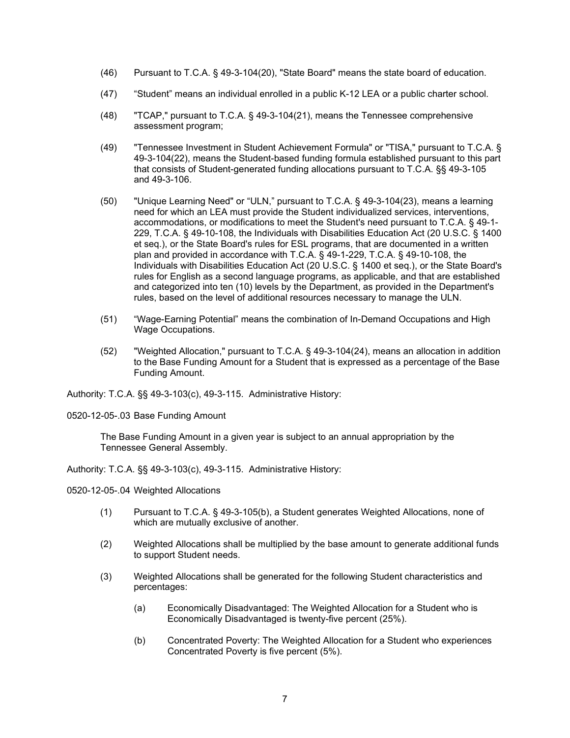(46) Pursuant to T.C.A. § 49-3-104(20), "State Board" means the state board of education.

(47) "Student" means an individual enrolled in a public K-12 LEA or a public charter school.

(48) "TCAP," pursuant to T.C.A. § 49-3-104(21), means the Tennessee comprehensive assessment program;

(49) "Tennessee Investment in Student Achievement Formula" or "TISA," pursuant to T.C.A. § 49-3-104(22), means the Student-based funding formula established pursuant to this part that consists of Student-generated funding allocations pursuant to T.C.A. §§ 49-3-105 and 49-3-106.

(50) "Unique Learning Need" or "ULN," pursuant to T.C.A. § 49-3-104(23), means a learning need for which an LEA must provide the Student individualized services, interventions, accommodations, or modifications to meet the Student's need pursuant to T.C.A. § 49-1-229, T.C.A. § 49-10-108, the Individuals with Disabilities Education Act (20 U.S.C. § 1400 et seq.), or the State Board's rules for ESL programs, that are documented in a written plan and provided in accordance with T.C.A. § 49-1-229, T.C.A. § 49-10-108, the Individuals with Disabilities Education Act (20 U.S.C. § 1400 et seq.), or the State Board's rules for English as a second language programs, as applicable, and that are established and categorized into ten (10) levels by the Department, as provided in the Department's rules, based on the level of additional resources necessary to manage the ULN.

(51) "Wage-Earning Potential" means the combination of In-Demand Occupations and High Wage Occupations.

(52) "Weighted Allocation," pursuant to T.C.A. § 49-3-104(24), means an allocation in addition to the Base Funding Amount for a Student that is expressed as a percentage of the Base Funding Amount.

Authority: T.C.A. §§ 49-3-103(c), 49-3-115. Administrative History:

0520-12-05-.03 Base Funding Amount

The Base Funding Amount in a given year is subject to an annual appropriation by the Tennessee General Assembly.

Authority: T.C.A. §§ 49-3-103(c), 49-3-115. Administrative History:

0520-12-05-.04 Weighted Allocations

(1) Pursuant to T.C.A. § 49-3-105(b), a Student generates Weighted Allocations, none of which are mutually exclusive of another.

(2) Weighted Allocations shall be multiplied by the base amount to generate additional funds to support Student needs.

(3) Weighted Allocations shall be generated for the following Student characteristics and percentages:

(a) Economically Disadvantaged: The Weighted Allocation for a Student who is Economically Disadvantaged is twenty-five percent (25%).

(b) Concentrated Poverty: The Weighted Allocation for a Student who experiences Concentrated Poverty is five percent (5%).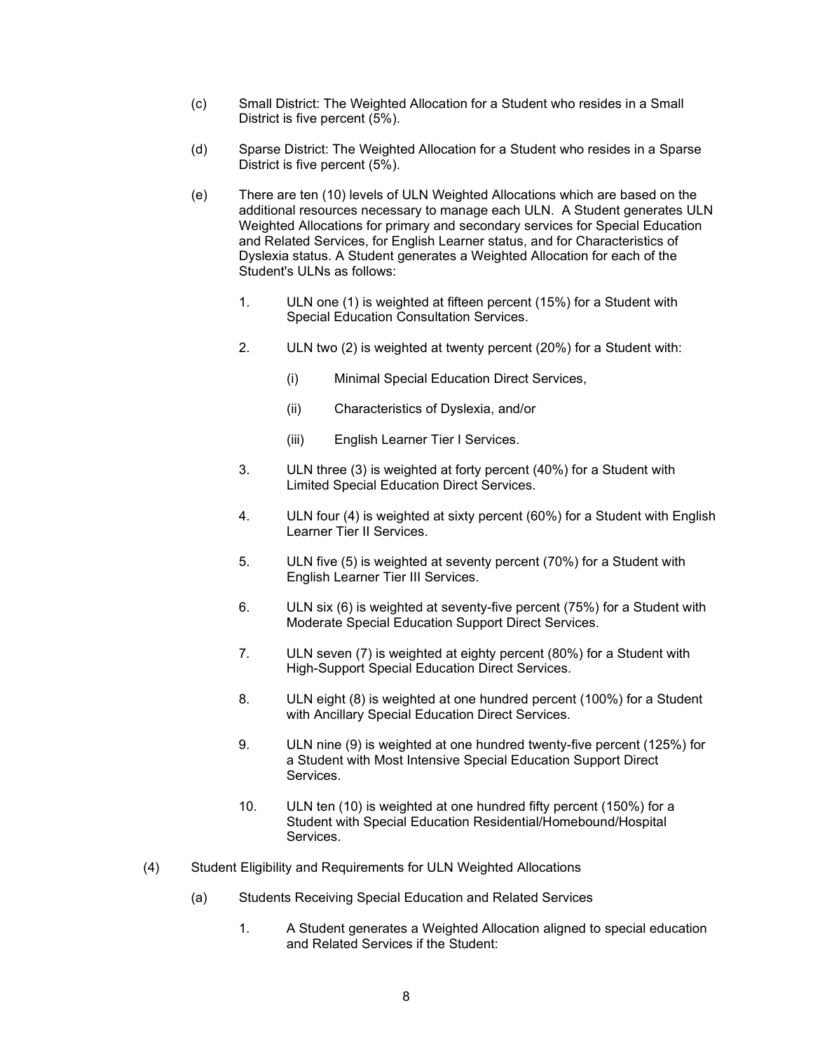(c) Small District: The Weighted Allocation for a Student who resides in a Small District is five percent (5%).

(d) Sparse District: The Weighted Allocation for a Student who resides in a Sparse District is five percent (5%).

(e) There are ten (10) levels of ULN Weighted Allocations which are based on the additional resources necessary to manage each ULN. A Student generates ULN Weighted Allocations for primary and secondary services for Special Education and Related Services, for English Learner status, and for Characteristics of Dyslexia status. A Student generates a Weighted Allocation for each of the Student's ULNs as follows:

1. ULN one (1) is weighted at fifteen percent (15%) for a Student with Special Education Consultation Services.

2. ULN two (2) is weighted at twenty percent (20%) for a Student with:

   (i) Minimal Special Education Direct Services,

   (ii) Characteristics of Dyslexia, and/or

   (iii) English Learner Tier I Services.

3. ULN three (3) is weighted at forty percent (40%) for a Student with Limited Special Education Direct Services.

4. ULN four (4) is weighted at sixty percent (60%) for a Student with English Learner Tier II Services.

5. ULN five (5) is weighted at seventy percent (70%) for a Student with English Learner Tier III Services.

6. ULN six (6) is weighted at seventy-five percent (75%) for a Student with Moderate Special Education Support Direct Services.

7. ULN seven (7) is weighted at eighty percent (80%) for a Student with High-Support Special Education Direct Services.

8. ULN eight (8) is weighted at one hundred percent (100%) for a Student with Ancillary Special Education Direct Services.

9. ULN nine (9) is weighted at one hundred twenty-five percent (125%) for a Student with Most Intensive Special Education Support Direct Services.

10. ULN ten (10) is weighted at one hundred fifty percent (150%) for a Student with Special Education Residential/Homebound/Hospital Services.

(4) Student Eligibility and Requirements for ULN Weighted Allocations

(a) Students Receiving Special Education and Related Services

1. A Student generates a Weighted Allocation aligned to special education and Related Services if the Student: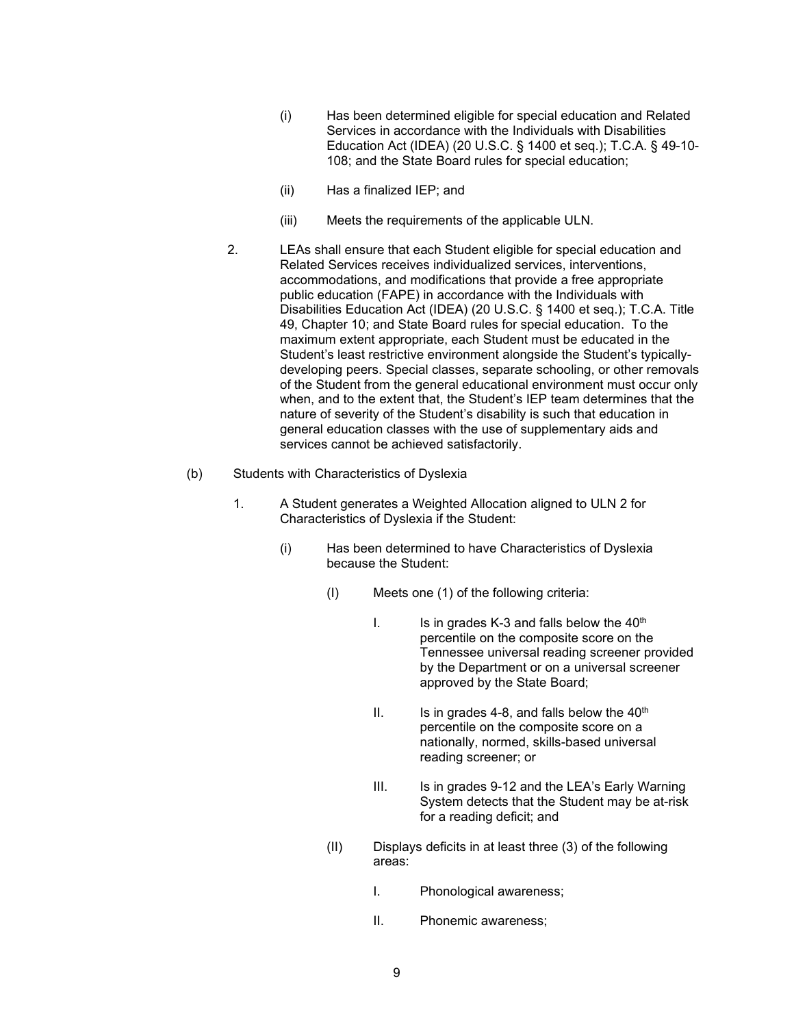(i) Has been determined eligible for special education and Related Services in accordance with the Individuals with Disabilities Education Act (IDEA) (20 U.S.C. § 1400 et seq.); T.C.A. § 49-10-108; and the State Board rules for special education;

(ii) Has a finalized IEP; and

(iii) Meets the requirements of the applicable ULN.

2. LEAs shall ensure that each Student eligible for special education and Related Services receives individualized services, interventions, accommodations, and modifications that provide a free appropriate public education (FAPE) in accordance with the Individuals with Disabilities Education Act (IDEA) (20 U.S.C. § 1400 et seq.); T.C.A. Title 49, Chapter 10; and State Board rules for special education. To the maximum extent appropriate, each Student must be educated in the Student's least restrictive environment alongside the Student's typically-developing peers. Special classes, separate schooling, or other removals of the Student from the general educational environment must occur only when, and to the extent that, the Student's IEP team determines that the nature of severity of the Student's disability is such that education in general education classes with the use of supplementary aids and services cannot be achieved satisfactorily.

(b) Students with Characteristics of Dyslexia

1. A Student generates a Weighted Allocation aligned to ULN 2 for Characteristics of Dyslexia if the Student:

(i) Has been determined to have Characteristics of Dyslexia because the Student:

(I) Meets one (1) of the following criteria:

I. Is in grades K-3 and falls below the 40th percentile on the composite score on the Tennessee universal reading screener provided by the Department or on a universal screener approved by the State Board;

II. Is in grades 4-8, and falls below the 40th percentile on the composite score on a nationally, normed, skills-based universal reading screener; or

III. Is in grades 9-12 and the LEA's Early Warning System detects that the Student may be at-risk for a reading deficit; and

(II) Displays deficits in at least three (3) of the following areas:

I. Phonological awareness;

II. Phonemic awareness;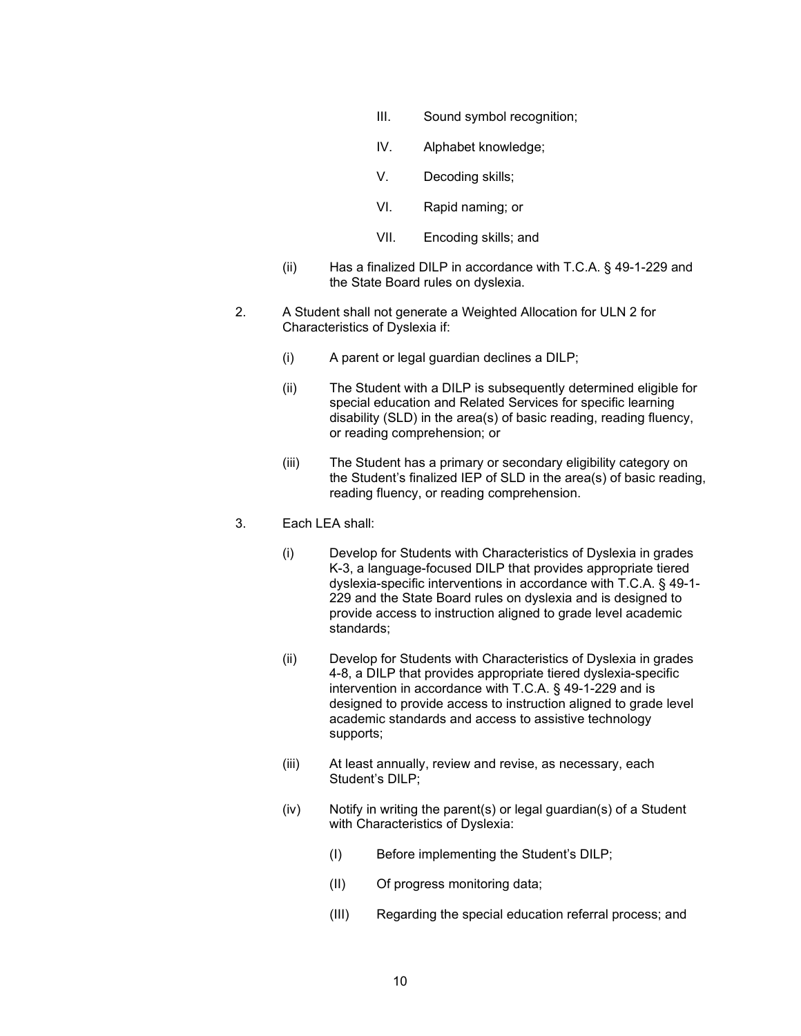III. Sound symbol recognition;

IV. Alphabet knowledge;

V. Decoding skills;

VI. Rapid naming; or

VII. Encoding skills; and

(ii) Has a finalized DILP in accordance with T.C.A. § 49-1-229 and the State Board rules on dyslexia.

2. A Student shall not generate a Weighted Allocation for ULN 2 for Characteristics of Dyslexia if:

   (i) A parent or legal guardian declines a DILP;

   (ii) The Student with a DILP is subsequently determined eligible for special education and Related Services for specific learning disability (SLD) in the area(s) of basic reading, reading fluency, or reading comprehension; or

   (iii) The Student has a primary or secondary eligibility category on the Student's finalized IEP of SLD in the area(s) of basic reading, reading fluency, or reading comprehension.

3. Each LEA shall:

   (i) Develop for Students with Characteristics of Dyslexia in grades K-3, a language-focused DILP that provides appropriate tiered dyslexia-specific interventions in accordance with T.C.A. § 49-1-229 and the State Board rules on dyslexia and is designed to provide access to instruction aligned to grade level academic standards;

   (ii) Develop for Students with Characteristics of Dyslexia in grades 4-8, a DILP that provides appropriate tiered dyslexia-specific intervention in accordance with T.C.A. § 49-1-229 and is designed to provide access to instruction aligned to grade level academic standards and access to assistive technology supports;

   (iii) At least annually, review and revise, as necessary, each Student's DILP;

   (iv) Notify in writing the parent(s) or legal guardian(s) of a Student with Characteristics of Dyslexia:

      (I) Before implementing the Student's DILP;

      (II) Of progress monitoring data;

      (III) Regarding the special education referral process; and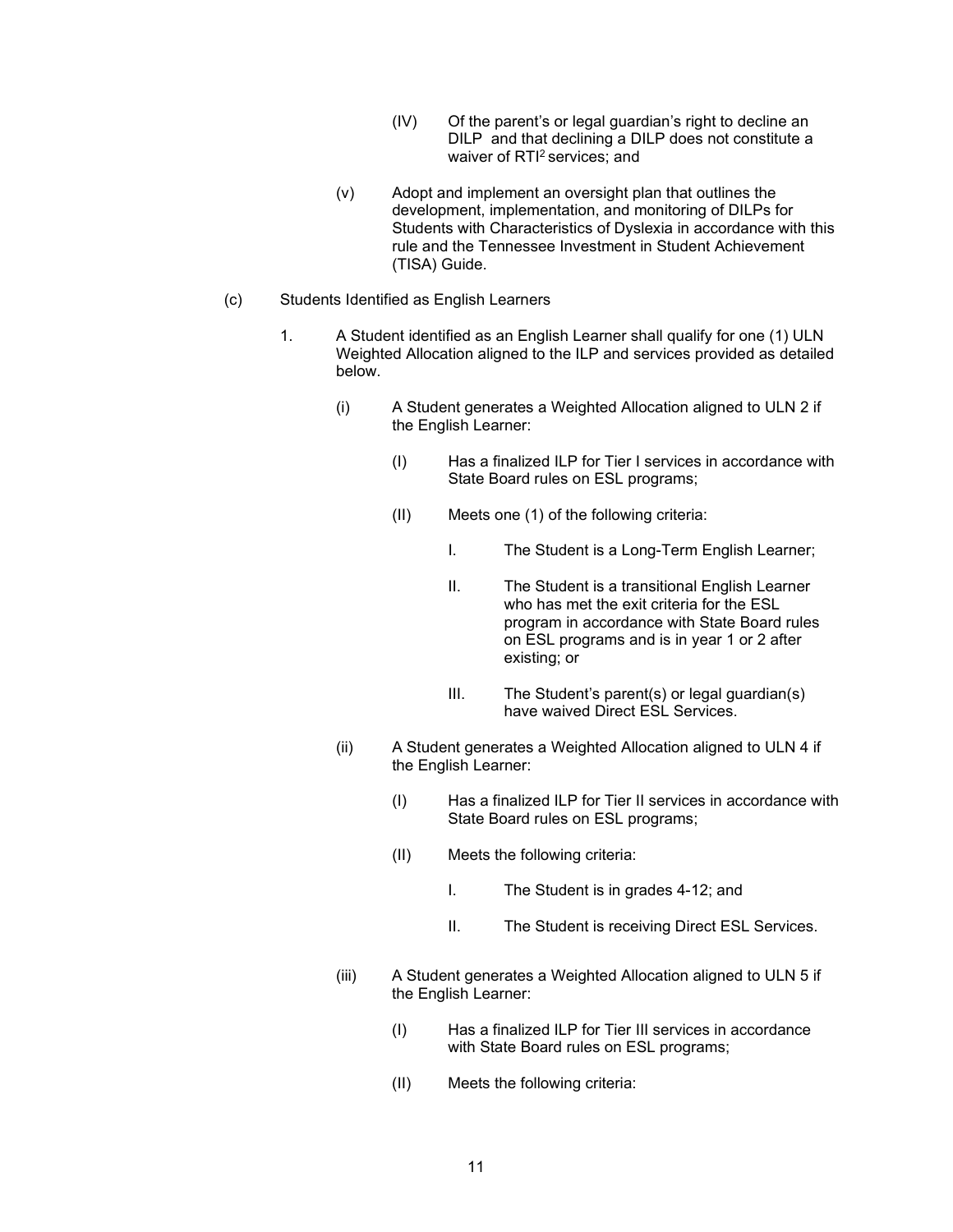(IV) Of the parent's or legal guardian's right to decline an DILP and that declining a DILP does not constitute a waiver of RTI[2] services; and

(v) Adopt and implement an oversight plan that outlines the development, implementation, and monitoring of DILPs for Students with Characteristics of Dyslexia in accordance with this rule and the Tennessee Investment in Student Achievement (TISA) Guide.

(c) Students Identified as English Learners

1. A Student identified as an English Learner shall qualify for one (1) ULN Weighted Allocation aligned to the ILP and services provided as detailed below.

   (i) A Student generates a Weighted Allocation aligned to ULN 2 if the English Learner:

      (I) Has a finalized ILP for Tier I services in accordance with State Board rules on ESL programs;

      (II) Meets one (1) of the following criteria:

         I. The Student is a Long-Term English Learner;

         II. The Student is a transitional English Learner who has met the exit criteria for the ESL program in accordance with State Board rules on ESL programs and is in year 1 or 2 after existing; or

         III. The Student's parent(s) or legal guardian(s) have waived Direct ESL Services.

   (ii) A Student generates a Weighted Allocation aligned to ULN 4 if the English Learner:

      (I) Has a finalized ILP for Tier II services in accordance with State Board rules on ESL programs;

      (II) Meets the following criteria:

         I. The Student is in grades 4-12; and

         II. The Student is receiving Direct ESL Services.

   (iii) A Student generates a Weighted Allocation aligned to ULN 5 if the English Learner:

      (I) Has a finalized ILP for Tier III services in accordance with State Board rules on ESL programs;

      (II) Meets the following criteria: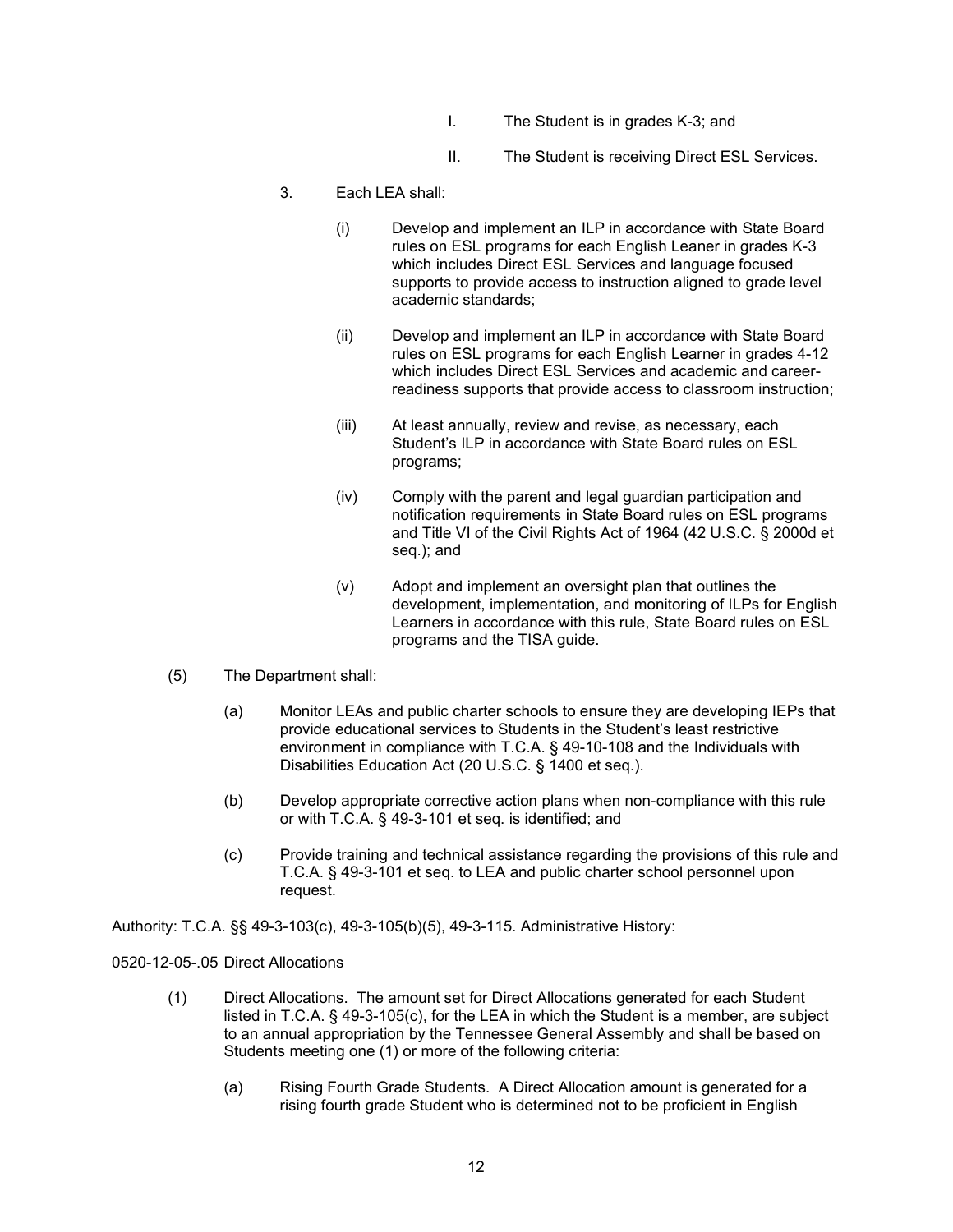I. The Student is in grades K-3; and

II. The Student is receiving Direct ESL Services.

3. Each LEA shall:

(i) Develop and implement an ILP in accordance with State Board rules on ESL programs for each English Leaner in grades K-3 which includes Direct ESL Services and language focused supports to provide access to instruction aligned to grade level academic standards;

(ii) Develop and implement an ILP in accordance with State Board rules on ESL programs for each English Learner in grades 4-12 which includes Direct ESL Services and academic and career-readiness supports that provide access to classroom instruction;

(iii) At least annually, review and revise, as necessary, each Student's ILP in accordance with State Board rules on ESL programs;

(iv) Comply with the parent and legal guardian participation and notification requirements in State Board rules on ESL programs and Title VI of the Civil Rights Act of 1964 (42 U.S.C. § 2000d et seq.); and

(v) Adopt and implement an oversight plan that outlines the development, implementation, and monitoring of ILPs for English Learners in accordance with this rule, State Board rules on ESL programs and the TISA guide.

(5) The Department shall:

(a) Monitor LEAs and public charter schools to ensure they are developing IEPs that provide educational services to Students in the Student's least restrictive environment in compliance with T.C.A. § 49-10-108 and the Individuals with Disabilities Education Act (20 U.S.C. § 1400 et seq.).

(b) Develop appropriate corrective action plans when non-compliance with this rule or with T.C.A. § 49-3-101 et seq. is identified; and

(c) Provide training and technical assistance regarding the provisions of this rule and T.C.A. § 49-3-101 et seq. to LEA and public charter school personnel upon request.

Authority: T.C.A. §§ 49-3-103(c), 49-3-105(b)(5), 49-3-115. Administrative History:

0520-12-05-.05 Direct Allocations

(1) Direct Allocations. The amount set for Direct Allocations generated for each Student listed in T.C.A. § 49-3-105(c), for the LEA in which the Student is a member, are subject to an annual appropriation by the Tennessee General Assembly and shall be based on Students meeting one (1) or more of the following criteria:

(a) Rising Fourth Grade Students. A Direct Allocation amount is generated for a rising fourth grade Student who is determined not to be proficient in English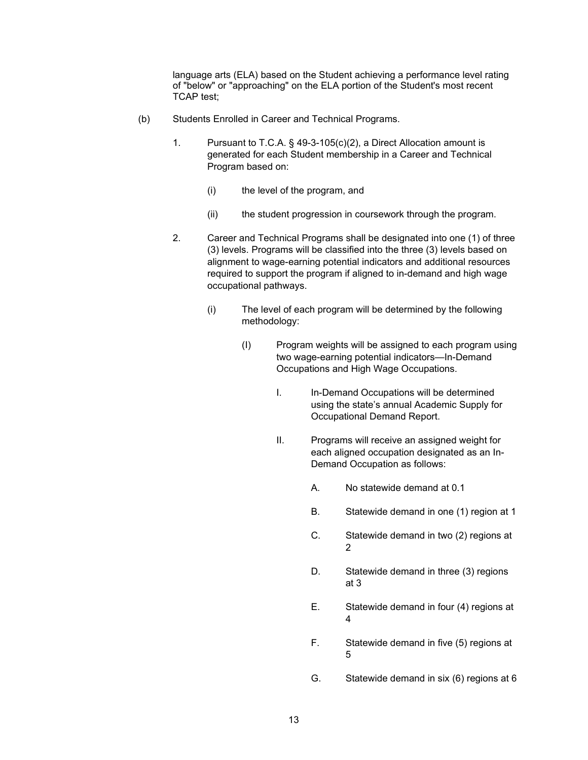language arts (ELA) based on the Student achieving a performance level rating of "below" or "approaching" on the ELA portion of the Student's most recent TCAP test;

(b) Students Enrolled in Career and Technical Programs.

1. Pursuant to T.C.A. § 49-3-105(c)(2), a Direct Allocation amount is generated for each Student membership in a Career and Technical Program based on:

   (i) the level of the program, and

   (ii) the student progression in coursework through the program.

2. Career and Technical Programs shall be designated into one (1) of three (3) levels. Programs will be classified into the three (3) levels based on alignment to wage-earning potential indicators and additional resources required to support the program if aligned to in-demand and high wage occupational pathways.

   (i) The level of each program will be determined by the following methodology:

      (I) Program weights will be assigned to each program using two wage-earning potential indicators—In-Demand Occupations and High Wage Occupations.

         I. In-Demand Occupations will be determined using the state's annual Academic Supply for Occupational Demand Report.

         II. Programs will receive an assigned weight for each aligned occupation designated as an In-Demand Occupation as follows:

            A. No statewide demand at 0.1

            B. Statewide demand in one (1) region at 1

            C. Statewide demand in two (2) regions at 2

            D. Statewide demand in three (3) regions at 3

            E. Statewide demand in four (4) regions at 4

            F. Statewide demand in five (5) regions at 5

            G. Statewide demand in six (6) regions at 6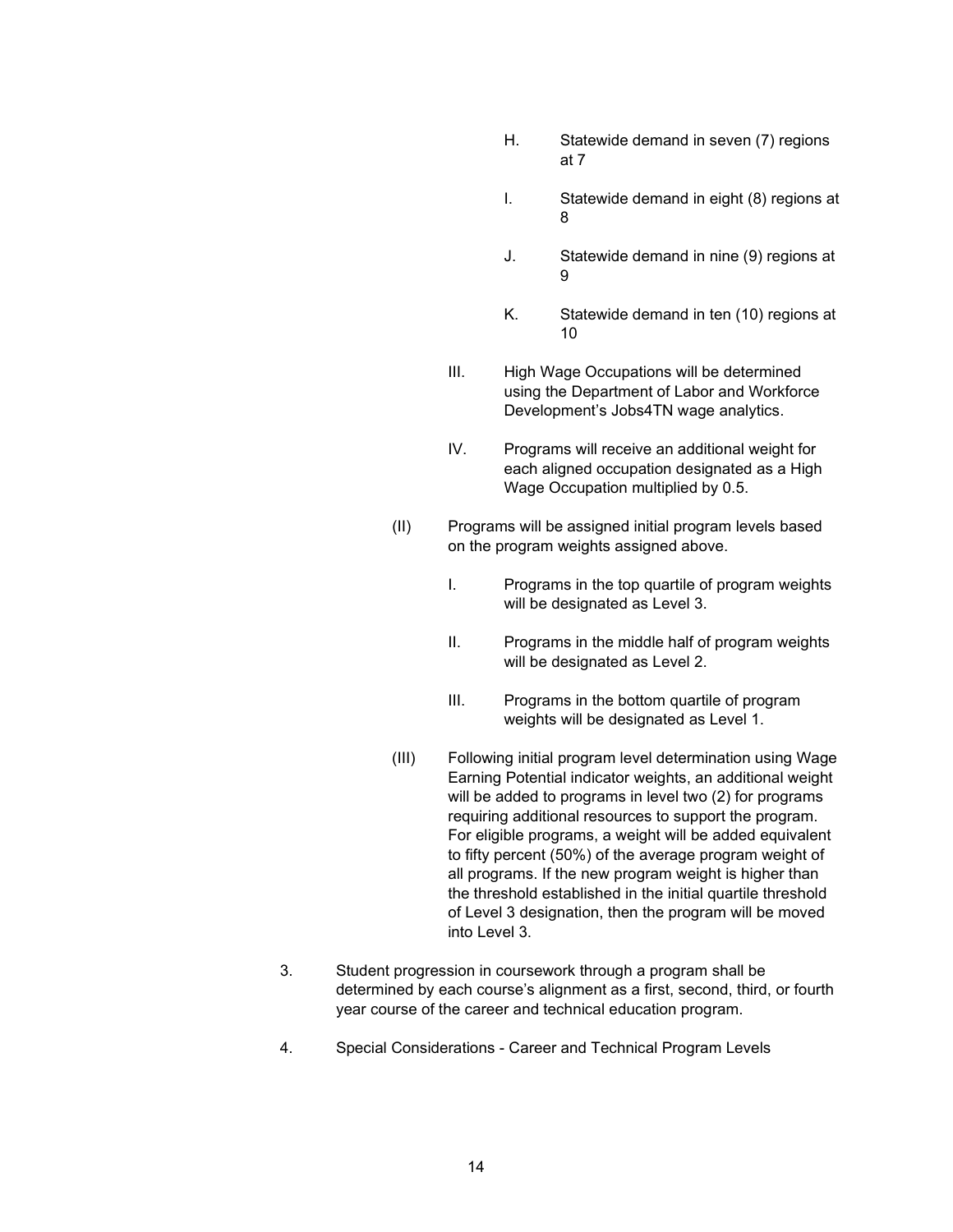H. Statewide demand in seven (7) regions at 7

I. Statewide demand in eight (8) regions at 8

J. Statewide demand in nine (9) regions at 9

K. Statewide demand in ten (10) regions at 10

III. High Wage Occupations will be determined using the Department of Labor and Workforce Development's Jobs4TN wage analytics.

IV. Programs will receive an additional weight for each aligned occupation designated as a High Wage Occupation multiplied by 0.5.

(II) Programs will be assigned initial program levels based on the program weights assigned above.

I. Programs in the top quartile of program weights will be designated as Level 3.

II. Programs in the middle half of program weights will be designated as Level 2.

III. Programs in the bottom quartile of program weights will be designated as Level 1.

(III) Following initial program level determination using Wage Earning Potential indicator weights, an additional weight will be added to programs in level two (2) for programs requiring additional resources to support the program. For eligible programs, a weight will be added equivalent to fifty percent (50%) of the average program weight of all programs. If the new program weight is higher than the threshold established in the initial quartile threshold of Level 3 designation, then the program will be moved into Level 3.

3. Student progression in coursework through a program shall be determined by each course's alignment as a first, second, third, or fourth year course of the career and technical education program.

4. Special Considerations - Career and Technical Program Levels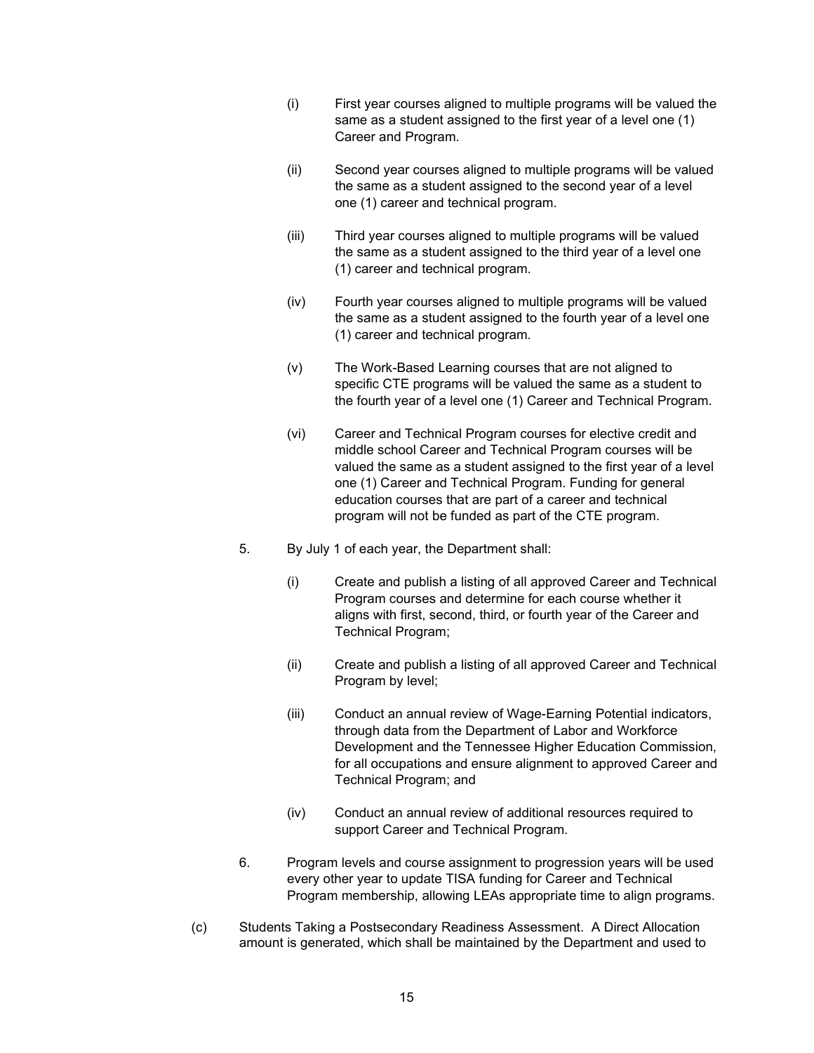(i) First year courses aligned to multiple programs will be valued the same as a student assigned to the first year of a level one (1) Career and Program.

(ii) Second year courses aligned to multiple programs will be valued the same as a student assigned to the second year of a level one (1) career and technical program.

(iii) Third year courses aligned to multiple programs will be valued the same as a student assigned to the third year of a level one (1) career and technical program.

(iv) Fourth year courses aligned to multiple programs will be valued the same as a student assigned to the fourth year of a level one (1) career and technical program.

(v) The Work-Based Learning courses that are not aligned to specific CTE programs will be valued the same as a student to the fourth year of a level one (1) Career and Technical Program.

(vi) Career and Technical Program courses for elective credit and middle school Career and Technical Program courses will be valued the same as a student assigned to the first year of a level one (1) Career and Technical Program. Funding for general education courses that are part of a career and technical program will not be funded as part of the CTE program.

5. By July 1 of each year, the Department shall:

(i) Create and publish a listing of all approved Career and Technical Program courses and determine for each course whether it aligns with first, second, third, or fourth year of the Career and Technical Program;

(ii) Create and publish a listing of all approved Career and Technical Program by level;

(iii) Conduct an annual review of Wage-Earning Potential indicators, through data from the Department of Labor and Workforce Development and the Tennessee Higher Education Commission, for all occupations and ensure alignment to approved Career and Technical Program; and

(iv) Conduct an annual review of additional resources required to support Career and Technical Program.

6. Program levels and course assignment to progression years will be used every other year to update TISA funding for Career and Technical Program membership, allowing LEAs appropriate time to align programs.

(c) Students Taking a Postsecondary Readiness Assessment. A Direct Allocation amount is generated, which shall be maintained by the Department and used to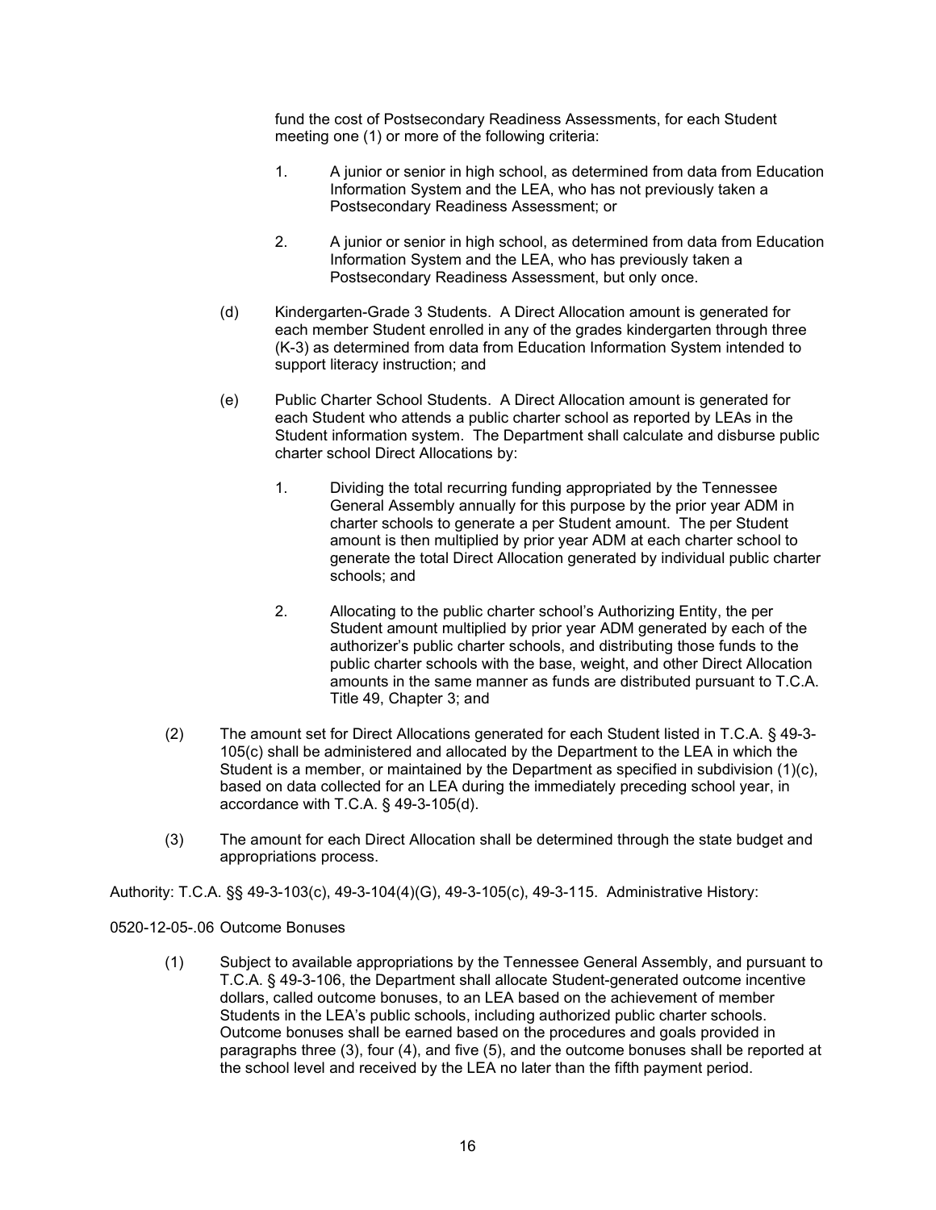fund the cost of Postsecondary Readiness Assessments, for each Student meeting one (1) or more of the following criteria:

1. A junior or senior in high school, as determined from data from Education Information System and the LEA, who has not previously taken a Postsecondary Readiness Assessment; or

2. A junior or senior in high school, as determined from data from Education Information System and the LEA, who has previously taken a Postsecondary Readiness Assessment, but only once.

(d) Kindergarten-Grade 3 Students. A Direct Allocation amount is generated for each member Student enrolled in any of the grades kindergarten through three (K-3) as determined from data from Education Information System intended to support literacy instruction; and

(e) Public Charter School Students. A Direct Allocation amount is generated for each Student who attends a public charter school as reported by LEAs in the Student information system. The Department shall calculate and disburse public charter school Direct Allocations by:

1. Dividing the total recurring funding appropriated by the Tennessee General Assembly annually for this purpose by the prior year ADM in charter schools to generate a per Student amount. The per Student amount is then multiplied by prior year ADM at each charter school to generate the total Direct Allocation generated by individual public charter schools; and

2. Allocating to the public charter school's Authorizing Entity, the per Student amount multiplied by prior year ADM generated by each of the authorizer's public charter schools, and distributing those funds to the public charter schools with the base, weight, and other Direct Allocation amounts in the same manner as funds are distributed pursuant to T.C.A. Title 49, Chapter 3; and

(2) The amount set for Direct Allocations generated for each Student listed in T.C.A. § 49-3-105(c) shall be administered and allocated by the Department to the LEA in which the Student is a member, or maintained by the Department as specified in subdivision (1)(c), based on data collected for an LEA during the immediately preceding school year, in accordance with T.C.A. § 49-3-105(d).

(3) The amount for each Direct Allocation shall be determined through the state budget and appropriations process.

Authority: T.C.A. §§ 49-3-103(c), 49-3-104(4)(G), 49-3-105(c), 49-3-115. Administrative History:

0520-12-05-.06 Outcome Bonuses

(1) Subject to available appropriations by the Tennessee General Assembly, and pursuant to T.C.A. § 49-3-106, the Department shall allocate Student-generated outcome incentive dollars, called outcome bonuses, to an LEA based on the achievement of member Students in the LEA's public schools, including authorized public charter schools. Outcome bonuses shall be earned based on the procedures and goals provided in paragraphs three (3), four (4), and five (5), and the outcome bonuses shall be reported at the school level and received by the LEA no later than the fifth payment period.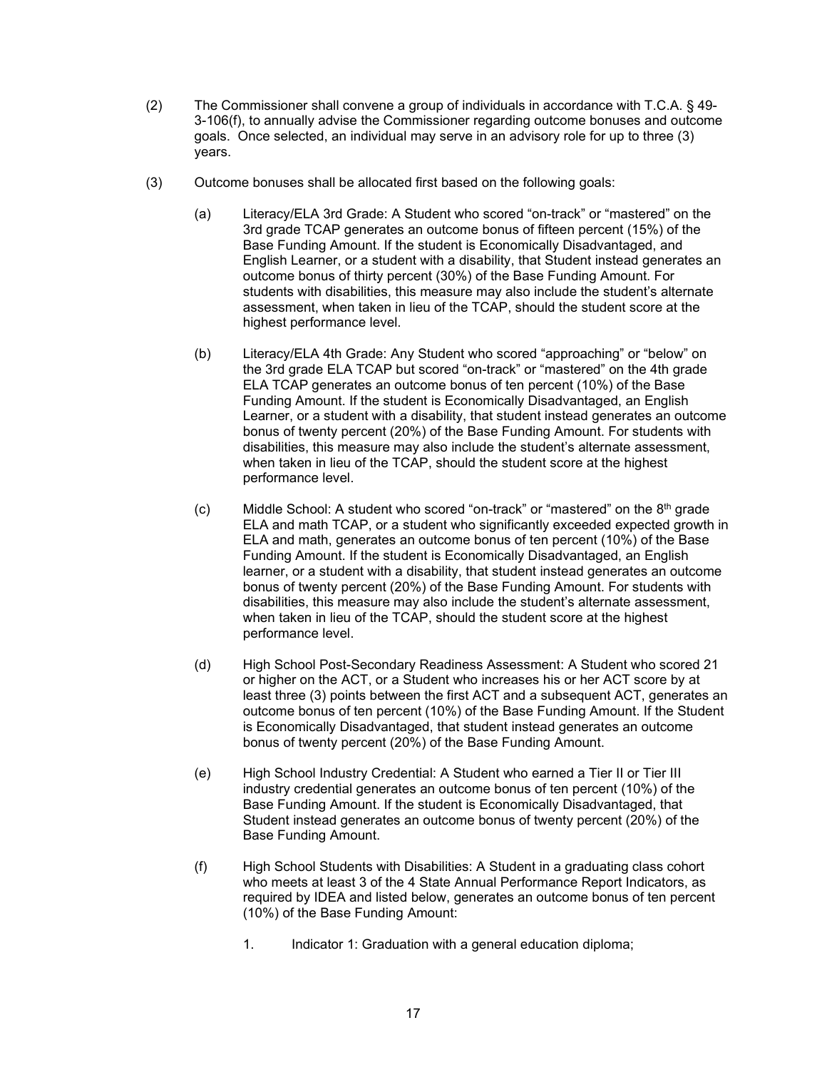(2) The Commissioner shall convene a group of individuals in accordance with T.C.A. § 49-3-106(f), to annually advise the Commissioner regarding outcome bonuses and outcome goals. Once selected, an individual may serve in an advisory role for up to three (3) years.

(3) Outcome bonuses shall be allocated first based on the following goals:

(a) Literacy/ELA 3rd Grade: A Student who scored "on-track" or "mastered" on the 3rd grade TCAP generates an outcome bonus of fifteen percent (15%) of the Base Funding Amount. If the student is Economically Disadvantaged, and English Learner, or a student with a disability, that Student instead generates an outcome bonus of thirty percent (30%) of the Base Funding Amount. For students with disabilities, this measure may also include the student's alternate assessment, when taken in lieu of the TCAP, should the student score at the highest performance level.

(b) Literacy/ELA 4th Grade: Any Student who scored "approaching" or "below" on the 3rd grade ELA TCAP but scored "on-track" or "mastered" on the 4th grade ELA TCAP generates an outcome bonus of ten percent (10%) of the Base Funding Amount. If the student is Economically Disadvantaged, an English Learner, or a student with a disability, that student instead generates an outcome bonus of twenty percent (20%) of the Base Funding Amount. For students with disabilities, this measure may also include the student's alternate assessment, when taken in lieu of the TCAP, should the student score at the highest performance level.

(c) Middle School: A student who scored "on-track" or "mastered" on the 8th grade ELA and math TCAP, or a student who significantly exceeded expected growth in ELA and math, generates an outcome bonus of ten percent (10%) of the Base Funding Amount. If the student is Economically Disadvantaged, an English learner, or a student with a disability, that student instead generates an outcome bonus of twenty percent (20%) of the Base Funding Amount. For students with disabilities, this measure may also include the student's alternate assessment, when taken in lieu of the TCAP, should the student score at the highest performance level.

(d) High School Post-Secondary Readiness Assessment: A Student who scored 21 or higher on the ACT, or a Student who increases his or her ACT score by at least three (3) points between the first ACT and a subsequent ACT, generates an outcome bonus of ten percent (10%) of the Base Funding Amount. If the Student is Economically Disadvantaged, that student instead generates an outcome bonus of twenty percent (20%) of the Base Funding Amount.

(e) High School Industry Credential: A Student who earned a Tier II or Tier III industry credential generates an outcome bonus of ten percent (10%) of the Base Funding Amount. If the student is Economically Disadvantaged, that Student instead generates an outcome bonus of twenty percent (20%) of the Base Funding Amount.

(f) High School Students with Disabilities: A Student in a graduating class cohort who meets at least 3 of the 4 State Annual Performance Report Indicators, as required by IDEA and listed below, generates an outcome bonus of ten percent (10%) of the Base Funding Amount:

1. Indicator 1: Graduation with a general education diploma;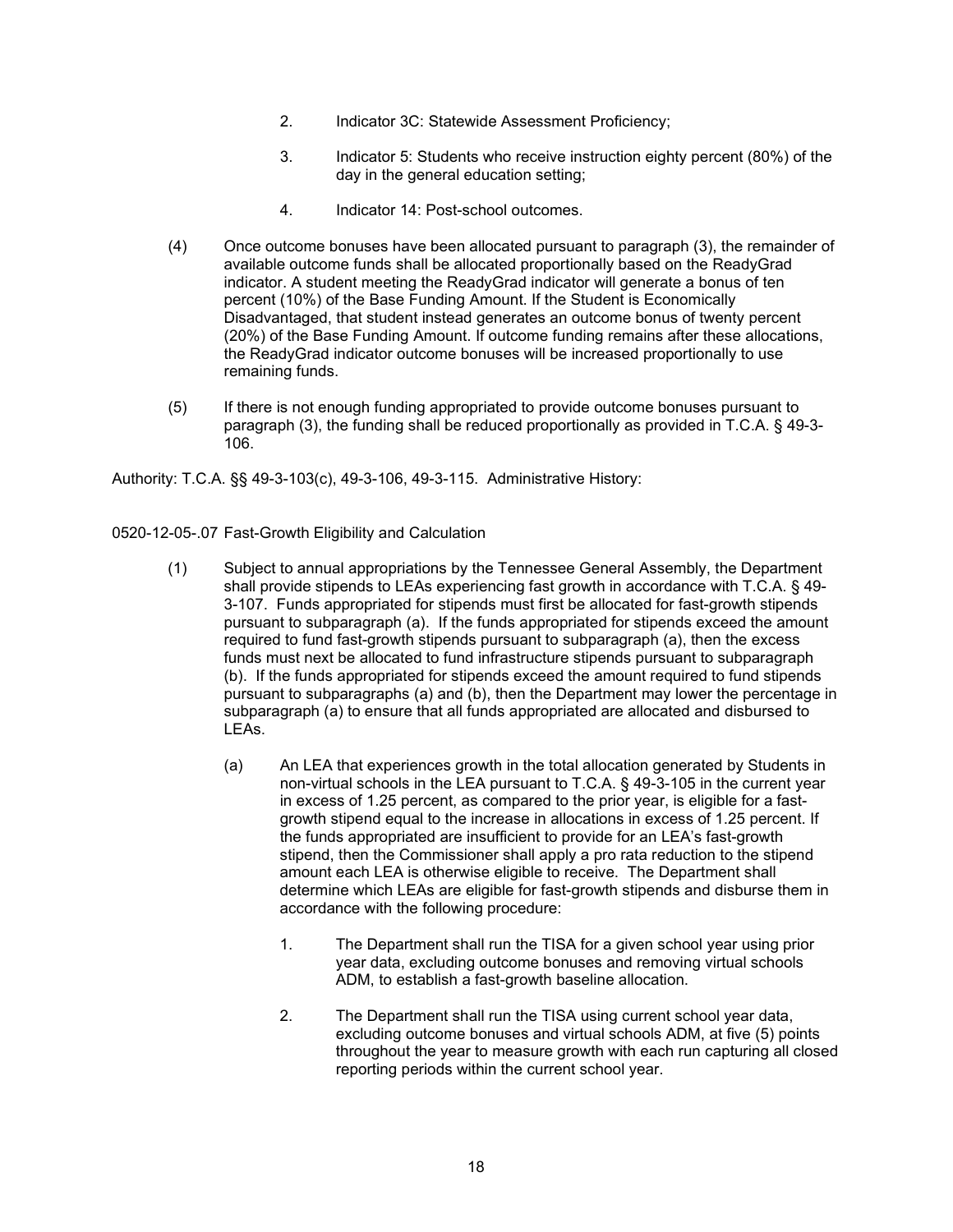2. Indicator 3C: Statewide Assessment Proficiency;

3. Indicator 5: Students who receive instruction eighty percent (80%) of the day in the general education setting;

4. Indicator 14: Post-school outcomes.

(4) Once outcome bonuses have been allocated pursuant to paragraph (3), the remainder of available outcome funds shall be allocated proportionally based on the ReadyGrad indicator. A student meeting the ReadyGrad indicator will generate a bonus of ten percent (10%) of the Base Funding Amount. If the Student is Economically Disadvantaged, that student instead generates an outcome bonus of twenty percent (20%) of the Base Funding Amount. If outcome funding remains after these allocations, the ReadyGrad indicator outcome bonuses will be increased proportionally to use remaining funds.

(5) If there is not enough funding appropriated to provide outcome bonuses pursuant to paragraph (3), the funding shall be reduced proportionally as provided in T.C.A. § 49-3-106.

Authority: T.C.A. §§ 49-3-103(c), 49-3-106, 49-3-115. Administrative History:

0520-12-05-.07 Fast-Growth Eligibility and Calculation

(1) Subject to annual appropriations by the Tennessee General Assembly, the Department shall provide stipends to LEAs experiencing fast growth in accordance with T.C.A. § 49-3-107. Funds appropriated for stipends must first be allocated for fast-growth stipends pursuant to subparagraph (a). If the funds appropriated for stipends exceed the amount required to fund fast-growth stipends pursuant to subparagraph (a), then the excess funds must next be allocated to fund infrastructure stipends pursuant to subparagraph (b). If the funds appropriated for stipends exceed the amount required to fund stipends pursuant to subparagraphs (a) and (b), then the Department may lower the percentage in subparagraph (a) to ensure that all funds appropriated are allocated and disbursed to LEAs.

(a) An LEA that experiences growth in the total allocation generated by Students in non-virtual schools in the LEA pursuant to T.C.A. § 49-3-105 in the current year in excess of 1.25 percent, as compared to the prior year, is eligible for a fast-growth stipend equal to the increase in allocations in excess of 1.25 percent. If the funds appropriated are insufficient to provide for an LEA's fast-growth stipend, then the Commissioner shall apply a pro rata reduction to the stipend amount each LEA is otherwise eligible to receive. The Department shall determine which LEAs are eligible for fast-growth stipends and disburse them in accordance with the following procedure:

1. The Department shall run the TISA for a given school year using prior year data, excluding outcome bonuses and removing virtual schools ADM, to establish a fast-growth baseline allocation.

2. The Department shall run the TISA using current school year data, excluding outcome bonuses and virtual schools ADM, at five (5) points throughout the year to measure growth with each run capturing all closed reporting periods within the current school year.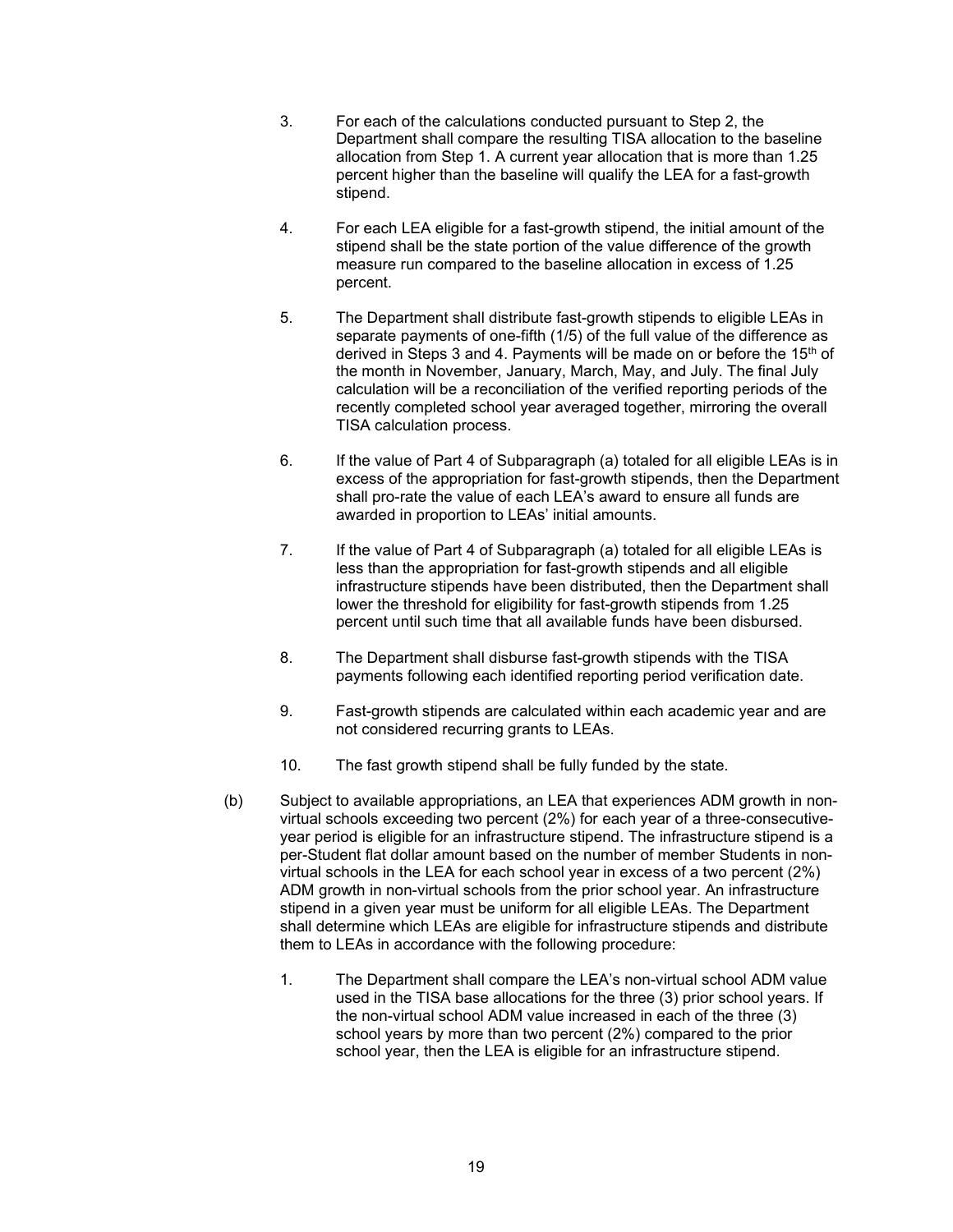3. For each of the calculations conducted pursuant to Step 2, the Department shall compare the resulting TISA allocation to the baseline allocation from Step 1. A current year allocation that is more than 1.25 percent higher than the baseline will qualify the LEA for a fast-growth stipend.

4. For each LEA eligible for a fast-growth stipend, the initial amount of the stipend shall be the state portion of the value difference of the growth measure run compared to the baseline allocation in excess of 1.25 percent.

5. The Department shall distribute fast-growth stipends to eligible LEAs in separate payments of one-fifth (1/5) of the full value of the difference as derived in Steps 3 and 4. Payments will be made on or before the 15th of the month in November, January, March, May, and July. The final July calculation will be a reconciliation of the verified reporting periods of the recently completed school year averaged together, mirroring the overall TISA calculation process.

6. If the value of Part 4 of Subparagraph (a) totaled for all eligible LEAs is in excess of the appropriation for fast-growth stipends, then the Department shall pro-rate the value of each LEA's award to ensure all funds are awarded in proportion to LEAs' initial amounts.

7. If the value of Part 4 of Subparagraph (a) totaled for all eligible LEAs is less than the appropriation for fast-growth stipends and all eligible infrastructure stipends have been distributed, then the Department shall lower the threshold for eligibility for fast-growth stipends from 1.25 percent until such time that all available funds have been disbursed.

8. The Department shall disburse fast-growth stipends with the TISA payments following each identified reporting period verification date.

9. Fast-growth stipends are calculated within each academic year and are not considered recurring grants to LEAs.

10. The fast growth stipend shall be fully funded by the state.

(b) Subject to available appropriations, an LEA that experiences ADM growth in non-virtual schools exceeding two percent (2%) for each year of a three-consecutive-year period is eligible for an infrastructure stipend. The infrastructure stipend is a per-Student flat dollar amount based on the number of member Students in non-virtual schools in the LEA for each school year in excess of a two percent (2%) ADM growth in non-virtual schools from the prior school year. An infrastructure stipend in a given year must be uniform for all eligible LEAs. The Department shall determine which LEAs are eligible for infrastructure stipends and distribute them to LEAs in accordance with the following procedure:

1. The Department shall compare the LEA's non-virtual school ADM value used in the TISA base allocations for the three (3) prior school years. If the non-virtual school ADM value increased in each of the three (3) school years by more than two percent (2%) compared to the prior school year, then the LEA is eligible for an infrastructure stipend.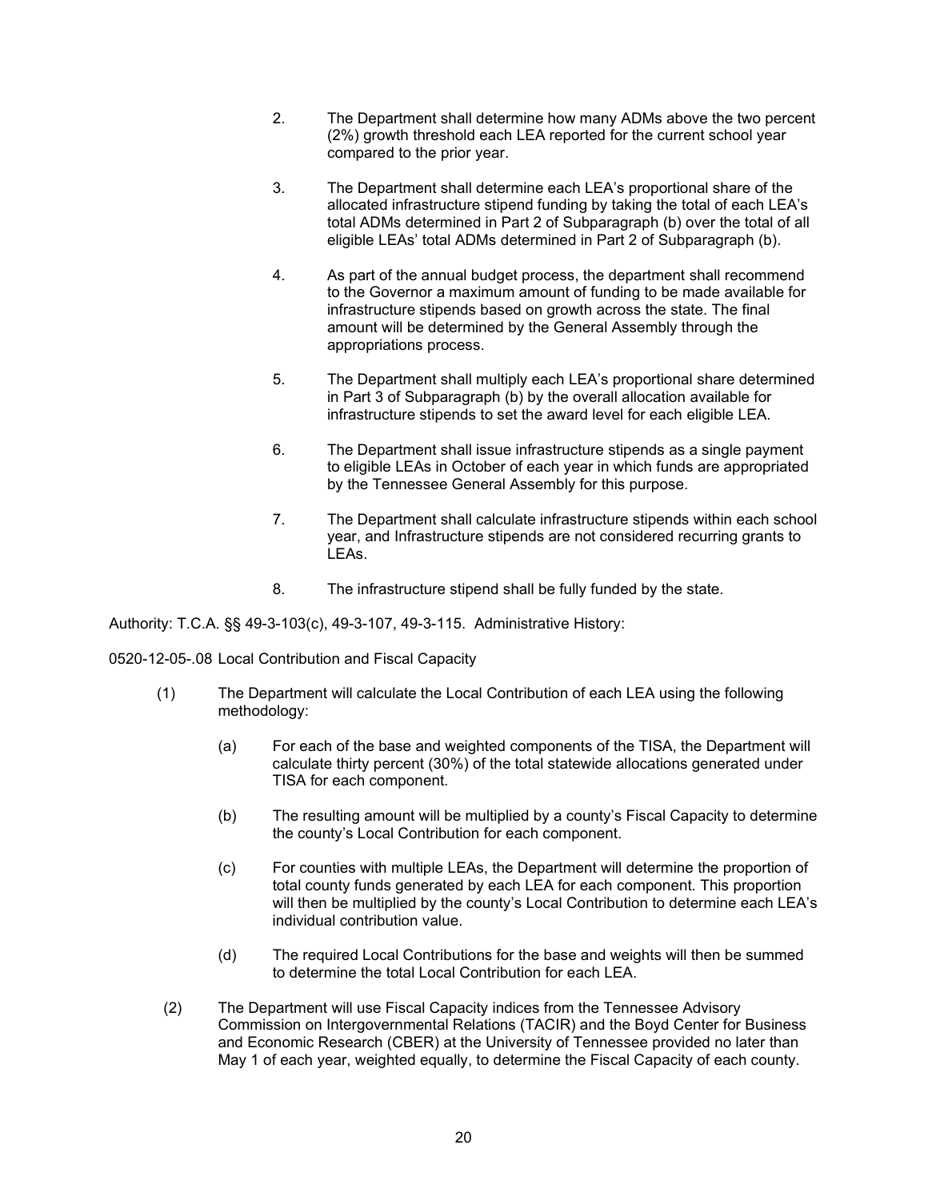2. The Department shall determine how many ADMs above the two percent (2%) growth threshold each LEA reported for the current school year compared to the prior year.

3. The Department shall determine each LEA's proportional share of the allocated infrastructure stipend funding by taking the total of each LEA's total ADMs determined in Part 2 of Subparagraph (b) over the total of all eligible LEAs' total ADMs determined in Part 2 of Subparagraph (b).

4. As part of the annual budget process, the department shall recommend to the Governor a maximum amount of funding to be made available for infrastructure stipends based on growth across the state. The final amount will be determined by the General Assembly through the appropriations process.

5. The Department shall multiply each LEA's proportional share determined in Part 3 of Subparagraph (b) by the overall allocation available for infrastructure stipends to set the award level for each eligible LEA.

6. The Department shall issue infrastructure stipends as a single payment to eligible LEAs in October of each year in which funds are appropriated by the Tennessee General Assembly for this purpose.

7. The Department shall calculate infrastructure stipends within each school year, and Infrastructure stipends are not considered recurring grants to LEAs.

8. The infrastructure stipend shall be fully funded by the state.

Authority: T.C.A. §§ 49-3-103(c), 49-3-107, 49-3-115. Administrative History:

0520-12-05-.08 Local Contribution and Fiscal Capacity

(1) The Department will calculate the Local Contribution of each LEA using the following methodology:

(a) For each of the base and weighted components of the TISA, the Department will calculate thirty percent (30%) of the total statewide allocations generated under TISA for each component.

(b) The resulting amount will be multiplied by a county's Fiscal Capacity to determine the county's Local Contribution for each component.

(c) For counties with multiple LEAs, the Department will determine the proportion of total county funds generated by each LEA for each component. This proportion will then be multiplied by the county's Local Contribution to determine each LEA's individual contribution value.

(d) The required Local Contributions for the base and weights will then be summed to determine the total Local Contribution for each LEA.

(2) The Department will use Fiscal Capacity indices from the Tennessee Advisory Commission on Intergovernmental Relations (TACIR) and the Boyd Center for Business and Economic Research (CBER) at the University of Tennessee provided no later than May 1 of each year, weighted equally, to determine the Fiscal Capacity of each county.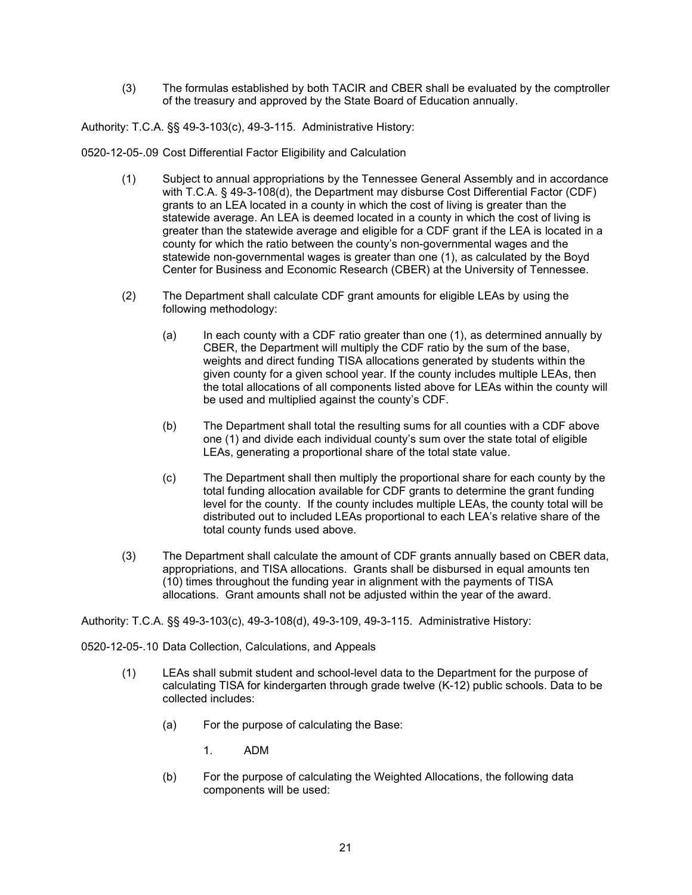(3) The formulas established by both TACIR and CBER shall be evaluated by the comptroller of the treasury and approved by the State Board of Education annually.

Authority: T.C.A. §§ 49-3-103(c), 49-3-115. Administrative History:

0520-12-05-.09 Cost Differential Factor Eligibility and Calculation

(1) Subject to annual appropriations by the Tennessee General Assembly and in accordance with T.C.A. § 49-3-108(d), the Department may disburse Cost Differential Factor (CDF) grants to an LEA located in a county in which the cost of living is greater than the statewide average. An LEA is deemed located in a county in which the cost of living is greater than the statewide average and eligible for a CDF grant if the LEA is located in a county for which the ratio between the county's non-governmental wages and the statewide non-governmental wages is greater than one (1), as calculated by the Boyd Center for Business and Economic Research (CBER) at the University of Tennessee.

(2) The Department shall calculate CDF grant amounts for eligible LEAs by using the following methodology:

(a) In each county with a CDF ratio greater than one (1), as determined annually by CBER, the Department will multiply the CDF ratio by the sum of the base, weights and direct funding TISA allocations generated by students within the given county for a given school year. If the county includes multiple LEAs, then the total allocations of all components listed above for LEAs within the county will be used and multiplied against the county's CDF.

(b) The Department shall total the resulting sums for all counties with a CDF above one (1) and divide each individual county's sum over the state total of eligible LEAs, generating a proportional share of the total state value.

(c) The Department shall then multiply the proportional share for each county by the total funding allocation available for CDF grants to determine the grant funding level for the county. If the county includes multiple LEAs, the county total will be distributed out to included LEAs proportional to each LEA's relative share of the total county funds used above.

(3) The Department shall calculate the amount of CDF grants annually based on CBER data, appropriations, and TISA allocations. Grants shall be disbursed in equal amounts ten (10) times throughout the funding year in alignment with the payments of TISA allocations. Grant amounts shall not be adjusted within the year of the award.

Authority: T.C.A. §§ 49-3-103(c), 49-3-108(d), 49-3-109, 49-3-115. Administrative History:

0520-12-05-.10 Data Collection, Calculations, and Appeals

(1) LEAs shall submit student and school-level data to the Department for the purpose of calculating TISA for kindergarten through grade twelve (K-12) public schools. Data to be collected includes:

(a) For the purpose of calculating the Base:

1. ADM

(b) For the purpose of calculating the Weighted Allocations, the following data components will be used: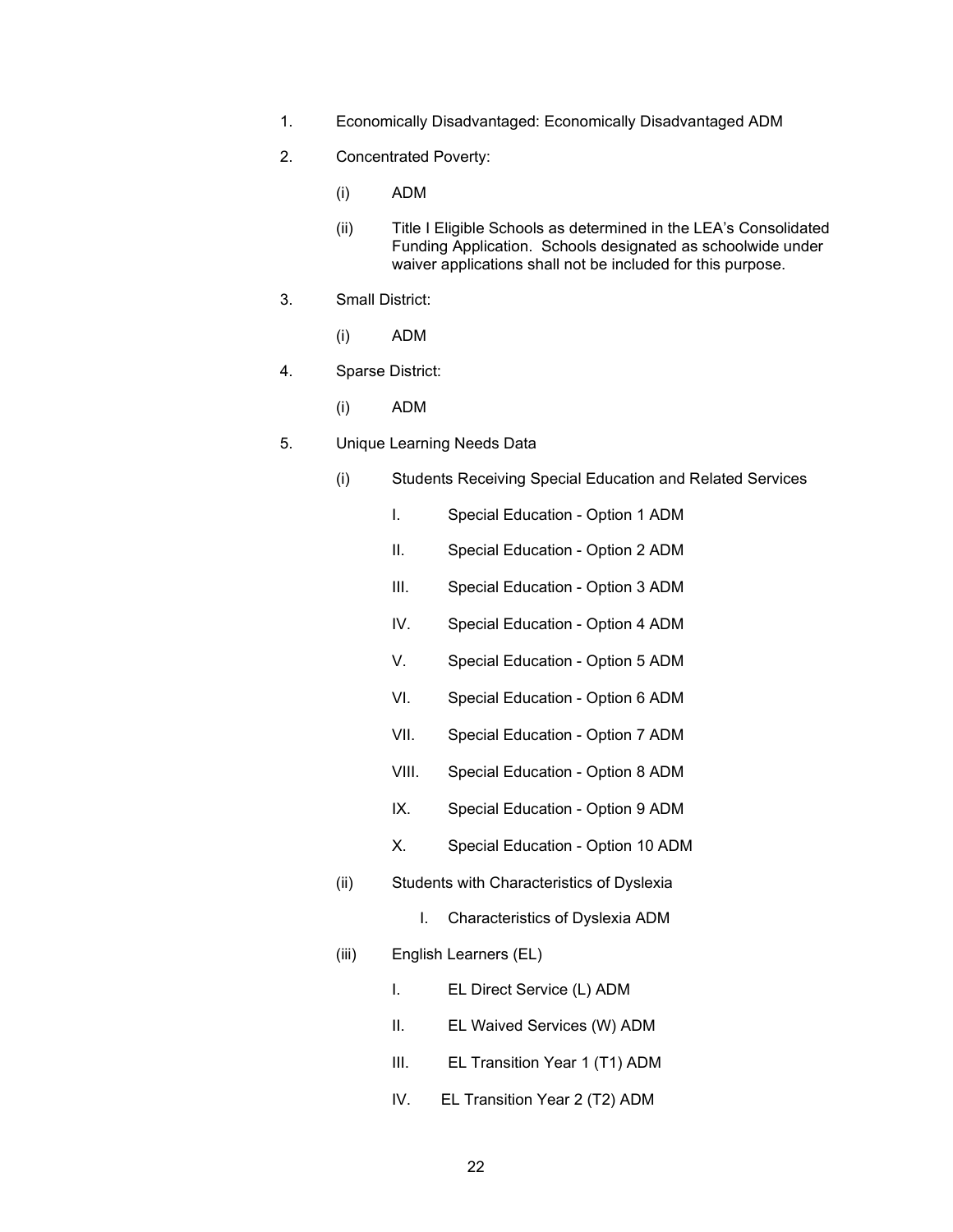1. Economically Disadvantaged: Economically Disadvantaged ADM

2. Concentrated Poverty:

   (i) ADM

   (ii) Title I Eligible Schools as determined in the LEA's Consolidated Funding Application. Schools designated as schoolwide under waiver applications shall not be included for this purpose.

3. Small District:

   (i) ADM

4. Sparse District:

   (i) ADM

5. Unique Learning Needs Data

   (i) Students Receiving Special Education and Related Services

      I. Special Education - Option 1 ADM

      II. Special Education - Option 2 ADM

      III. Special Education - Option 3 ADM

      IV. Special Education - Option 4 ADM

      V. Special Education - Option 5 ADM

      VI. Special Education - Option 6 ADM

      VII. Special Education - Option 7 ADM

      VIII. Special Education - Option 8 ADM

      IX. Special Education - Option 9 ADM

      X. Special Education - Option 10 ADM

   (ii) Students with Characteristics of Dyslexia

      I. Characteristics of Dyslexia ADM

   (iii) English Learners (EL)

      I. EL Direct Service (L) ADM

      II. EL Waived Services (W) ADM

      III. EL Transition Year 1 (T1) ADM

      IV. EL Transition Year 2 (T2) ADM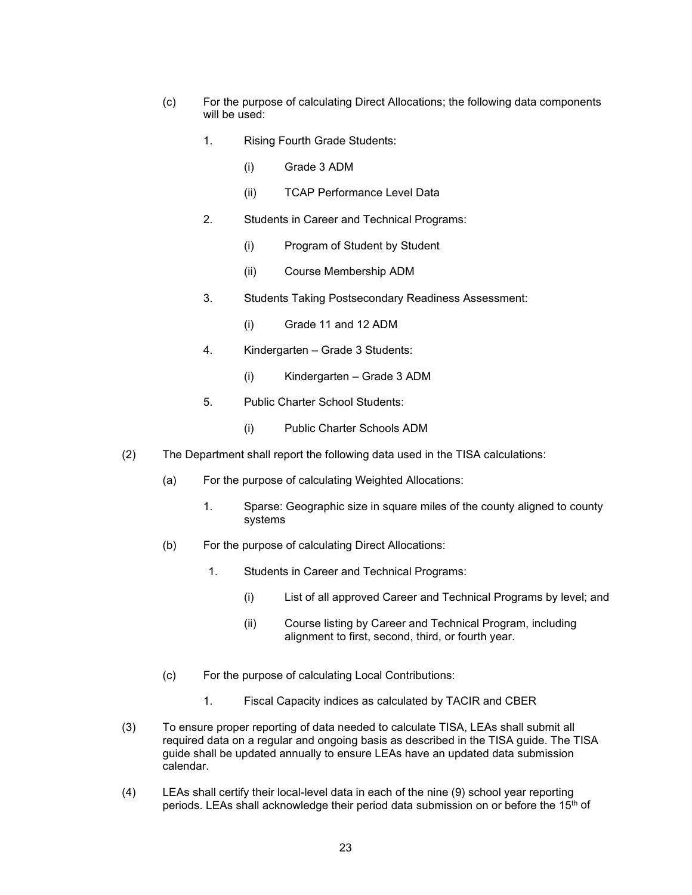(c) For the purpose of calculating Direct Allocations; the following data components will be used:

1. Rising Fourth Grade Students:

   (i) Grade 3 ADM

   (ii) TCAP Performance Level Data

2. Students in Career and Technical Programs:

   (i) Program of Student by Student

   (ii) Course Membership ADM

3. Students Taking Postsecondary Readiness Assessment:

   (i) Grade 11 and 12 ADM

4. Kindergarten – Grade 3 Students:

   (i) Kindergarten – Grade 3 ADM

5. Public Charter School Students:

   (i) Public Charter Schools ADM

(2) The Department shall report the following data used in the TISA calculations:

(a) For the purpose of calculating Weighted Allocations:

1. Sparse: Geographic size in square miles of the county aligned to county systems

(b) For the purpose of calculating Direct Allocations:

1. Students in Career and Technical Programs:

   (i) List of all approved Career and Technical Programs by level; and

   (ii) Course listing by Career and Technical Program, including alignment to first, second, third, or fourth year.

(c) For the purpose of calculating Local Contributions:

1. Fiscal Capacity indices as calculated by TACIR and CBER

(3) To ensure proper reporting of data needed to calculate TISA, LEAs shall submit all required data on a regular and ongoing basis as described in the TISA guide. The TISA guide shall be updated annually to ensure LEAs have an updated data submission calendar.

(4) LEAs shall certify their local-level data in each of the nine (9) school year reporting periods. LEAs shall acknowledge their period data submission on or before the 15th of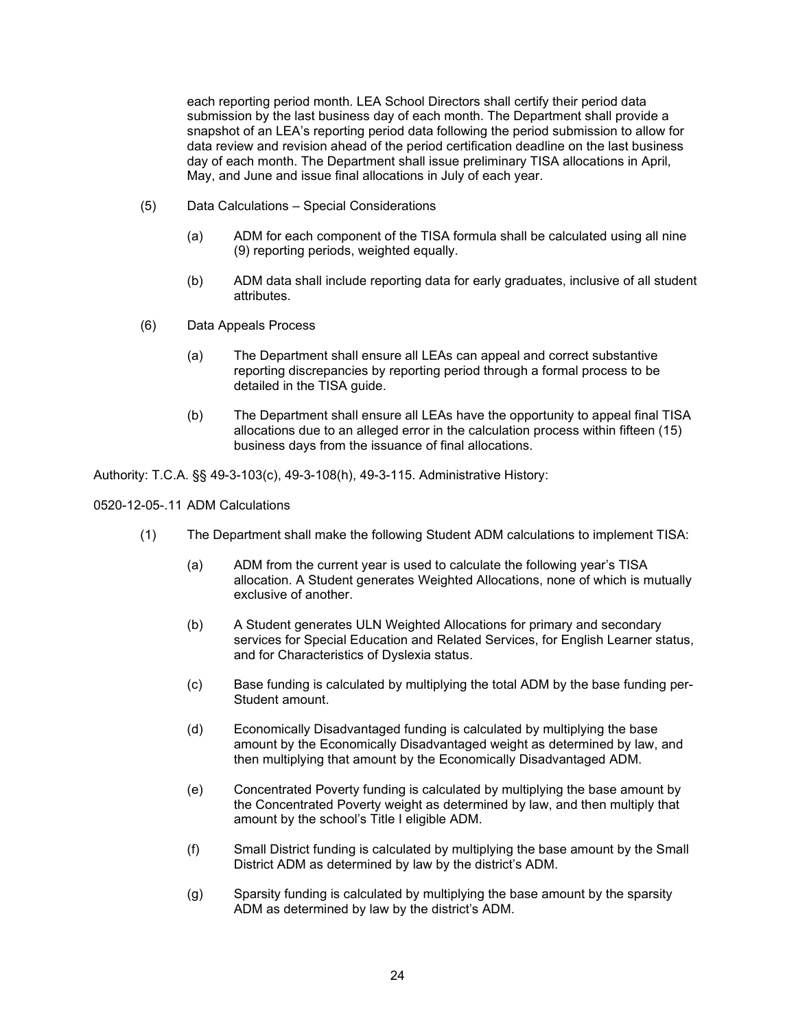each reporting period month. LEA School Directors shall certify their period data submission by the last business day of each month. The Department shall provide a snapshot of an LEA's reporting period data following the period submission to allow for data review and revision ahead of the period certification deadline on the last business day of each month. The Department shall issue preliminary TISA allocations in April, May, and June and issue final allocations in July of each year.

(5) Data Calculations – Special Considerations

(a) ADM for each component of the TISA formula shall be calculated using all nine (9) reporting periods, weighted equally.

(b) ADM data shall include reporting data for early graduates, inclusive of all student attributes.

(6) Data Appeals Process

(a) The Department shall ensure all LEAs can appeal and correct substantive reporting discrepancies by reporting period through a formal process to be detailed in the TISA guide.

(b) The Department shall ensure all LEAs have the opportunity to appeal final TISA allocations due to an alleged error in the calculation process within fifteen (15) business days from the issuance of final allocations.

Authority: T.C.A. §§ 49-3-103(c), 49-3-108(h), 49-3-115. Administrative History:

0520-12-05-.11 ADM Calculations

(1) The Department shall make the following Student ADM calculations to implement TISA:

(a) ADM from the current year is used to calculate the following year's TISA allocation. A Student generates Weighted Allocations, none of which is mutually exclusive of another.

(b) A Student generates ULN Weighted Allocations for primary and secondary services for Special Education and Related Services, for English Learner status, and for Characteristics of Dyslexia status.

(c) Base funding is calculated by multiplying the total ADM by the base funding per-Student amount.

(d) Economically Disadvantaged funding is calculated by multiplying the base amount by the Economically Disadvantaged weight as determined by law, and then multiplying that amount by the Economically Disadvantaged ADM.

(e) Concentrated Poverty funding is calculated by multiplying the base amount by the Concentrated Poverty weight as determined by law, and then multiply that amount by the school's Title I eligible ADM.

(f) Small District funding is calculated by multiplying the base amount by the Small District ADM as determined by law by the district's ADM.

(g) Sparsity funding is calculated by multiplying the base amount by the sparsity ADM as determined by law by the district's ADM.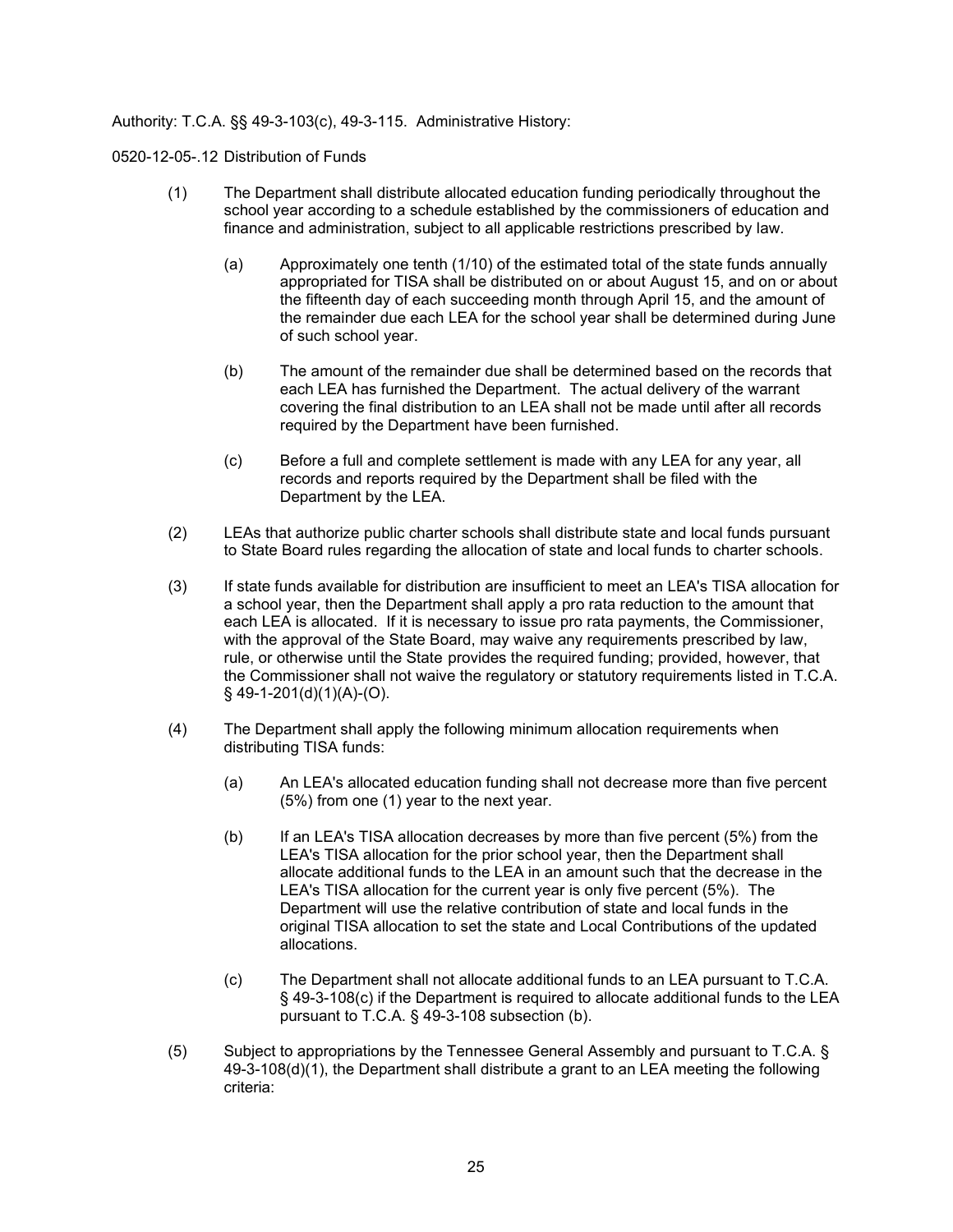Authority: T.C.A. §§ 49-3-103(c), 49-3-115. Administrative History:

0520-12-05-.12 Distribution of Funds

(1) The Department shall distribute allocated education funding periodically throughout the school year according to a schedule established by the commissioners of education and finance and administration, subject to all applicable restrictions prescribed by law.

   (a) Approximately one tenth (1/10) of the estimated total of the state funds annually appropriated for TISA shall be distributed on or about August 15, and on or about the fifteenth day of each succeeding month through April 15, and the amount of the remainder due each LEA for the school year shall be determined during June of such school year.

   (b) The amount of the remainder due shall be determined based on the records that each LEA has furnished the Department. The actual delivery of the warrant covering the final distribution to an LEA shall not be made until after all records required by the Department have been furnished.

   (c) Before a full and complete settlement is made with any LEA for any year, all records and reports required by the Department shall be filed with the Department by the LEA.

(2) LEAs that authorize public charter schools shall distribute state and local funds pursuant to State Board rules regarding the allocation of state and local funds to charter schools.

(3) If state funds available for distribution are insufficient to meet an LEA's TISA allocation for a school year, then the Department shall apply a pro rata reduction to the amount that each LEA is allocated. If it is necessary to issue pro rata payments, the Commissioner, with the approval of the State Board, may waive any requirements prescribed by law, rule, or otherwise until the State provides the required funding; provided, however, that the Commissioner shall not waive the regulatory or statutory requirements listed in T.C.A. § 49-1-201(d)(1)(A)-(O).

(4) The Department shall apply the following minimum allocation requirements when distributing TISA funds:

   (a) An LEA's allocated education funding shall not decrease more than five percent (5%) from one (1) year to the next year.

   (b) If an LEA's TISA allocation decreases by more than five percent (5%) from the LEA's TISA allocation for the prior school year, then the Department shall allocate additional funds to the LEA in an amount such that the decrease in the LEA's TISA allocation for the current year is only five percent (5%). The Department will use the relative contribution of state and local funds in the original TISA allocation to set the state and Local Contributions of the updated allocations.

   (c) The Department shall not allocate additional funds to an LEA pursuant to T.C.A. § 49-3-108(c) if the Department is required to allocate additional funds to the LEA pursuant to T.C.A. § 49-3-108 subsection (b).

(5) Subject to appropriations by the Tennessee General Assembly and pursuant to T.C.A. § 49-3-108(d)(1), the Department shall distribute a grant to an LEA meeting the following criteria: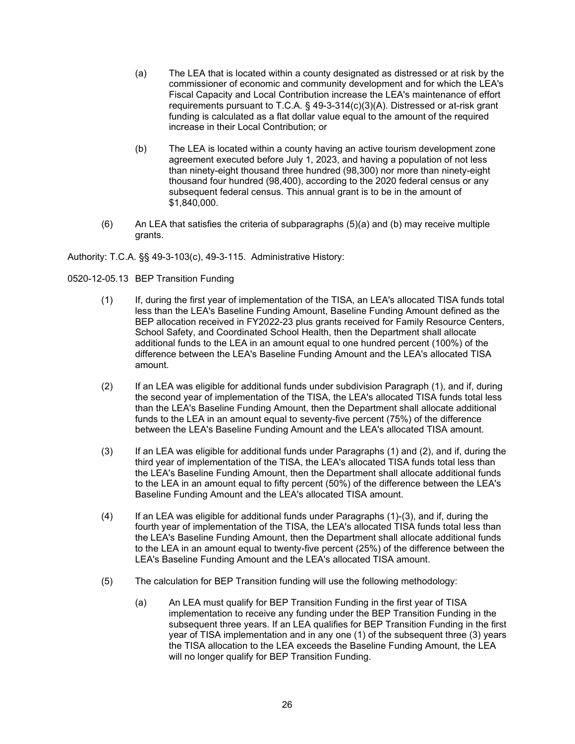(a) The LEA that is located within a county designated as distressed or at risk by the commissioner of economic and community development and for which the LEA's Fiscal Capacity and Local Contribution increase the LEA's maintenance of effort requirements pursuant to T.C.A. § 49-3-314(c)(3)(A). Distressed or at-risk grant funding is calculated as a flat dollar value equal to the amount of the required increase in their Local Contribution; or

(b) The LEA is located within a county having an active tourism development zone agreement executed before July 1, 2023, and having a population of not less than ninety-eight thousand three hundred (98,300) nor more than ninety-eight thousand four hundred (98,400), according to the 2020 federal census or any subsequent federal census. This annual grant is to be in the amount of $1,840,000.

(6) An LEA that satisfies the criteria of subparagraphs (5)(a) and (b) may receive multiple grants.

Authority: T.C.A. §§ 49-3-103(c), 49-3-115. Administrative History:

0520-12-05.13 BEP Transition Funding

(1) If, during the first year of implementation of the TISA, an LEA's allocated TISA funds total less than the LEA's Baseline Funding Amount, Baseline Funding Amount defined as the BEP allocation received in FY2022-23 plus grants received for Family Resource Centers, School Safety, and Coordinated School Health, then the Department shall allocate additional funds to the LEA in an amount equal to one hundred percent (100%) of the difference between the LEA's Baseline Funding Amount and the LEA's allocated TISA amount.

(2) If an LEA was eligible for additional funds under subdivision Paragraph (1), and if, during the second year of implementation of the TISA, the LEA's allocated TISA funds total less than the LEA's Baseline Funding Amount, then the Department shall allocate additional funds to the LEA in an amount equal to seventy-five percent (75%) of the difference between the LEA's Baseline Funding Amount and the LEA's allocated TISA amount.

(3) If an LEA was eligible for additional funds under Paragraphs (1) and (2), and if, during the third year of implementation of the TISA, the LEA's allocated TISA funds total less than the LEA's Baseline Funding Amount, then the Department shall allocate additional funds to the LEA in an amount equal to fifty percent (50%) of the difference between the LEA's Baseline Funding Amount and the LEA's allocated TISA amount.

(4) If an LEA was eligible for additional funds under Paragraphs (1)-(3), and if, during the fourth year of implementation of the TISA, the LEA's allocated TISA funds total less than the LEA's Baseline Funding Amount, then the Department shall allocate additional funds to the LEA in an amount equal to twenty-five percent (25%) of the difference between the LEA's Baseline Funding Amount and the LEA's allocated TISA amount.

(5) The calculation for BEP Transition funding will use the following methodology:

(a) An LEA must qualify for BEP Transition Funding in the first year of TISA implementation to receive any funding under the BEP Transition Funding in the subsequent three years. If an LEA qualifies for BEP Transition Funding in the first year of TISA implementation and in any one (1) of the subsequent three (3) years the TISA allocation to the LEA exceeds the Baseline Funding Amount, the LEA will no longer qualify for BEP Transition Funding.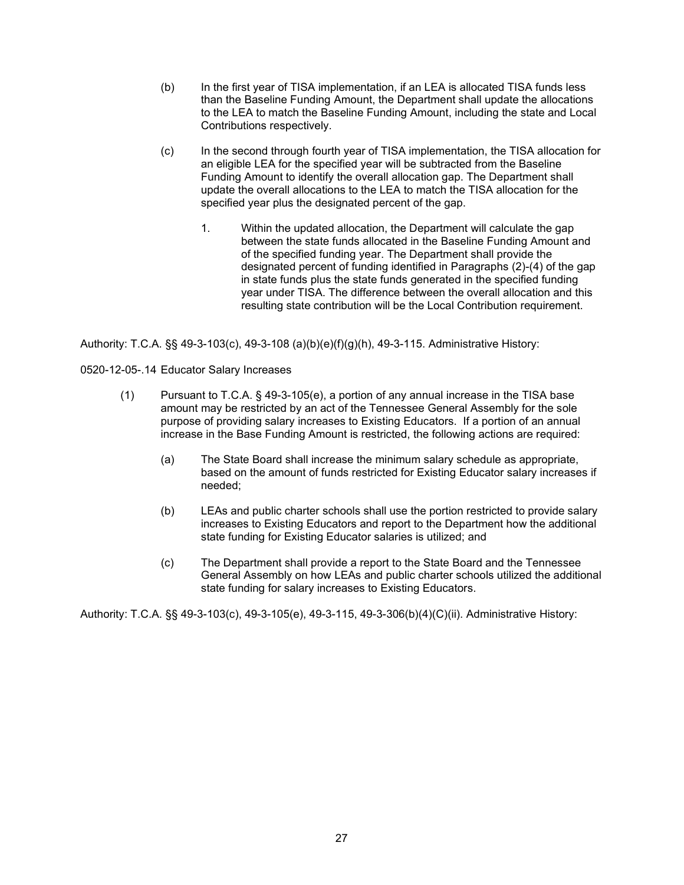(b) In the first year of TISA implementation, if an LEA is allocated TISA funds less than the Baseline Funding Amount, the Department shall update the allocations to the LEA to match the Baseline Funding Amount, including the state and Local Contributions respectively.

(c) In the second through fourth year of TISA implementation, the TISA allocation for an eligible LEA for the specified year will be subtracted from the Baseline Funding Amount to identify the overall allocation gap. The Department shall update the overall allocations to the LEA to match the TISA allocation for the specified year plus the designated percent of the gap.

1. Within the updated allocation, the Department will calculate the gap between the state funds allocated in the Baseline Funding Amount and of the specified funding year. The Department shall provide the designated percent of funding identified in Paragraphs (2)-(4) of the gap in state funds plus the state funds generated in the specified funding year under TISA. The difference between the overall allocation and this resulting state contribution will be the Local Contribution requirement.

Authority: T.C.A. §§ 49-3-103(c), 49-3-108 (a)(b)(e)(f)(g)(h), 49-3-115. Administrative History:

0520-12-05-.14 Educator Salary Increases

(1) Pursuant to T.C.A. § 49-3-105(e), a portion of any annual increase in the TISA base amount may be restricted by an act of the Tennessee General Assembly for the sole purpose of providing salary increases to Existing Educators. If a portion of an annual increase in the Base Funding Amount is restricted, the following actions are required:

(a) The State Board shall increase the minimum salary schedule as appropriate, based on the amount of funds restricted for Existing Educator salary increases if needed;

(b) LEAs and public charter schools shall use the portion restricted to provide salary increases to Existing Educators and report to the Department how the additional state funding for Existing Educator salaries is utilized; and

(c) The Department shall provide a report to the State Board and the Tennessee General Assembly on how LEAs and public charter schools utilized the additional state funding for salary increases to Existing Educators.

Authority: T.C.A. §§ 49-3-103(c), 49-3-105(e), 49-3-115, 49-3-306(b)(4)(C)(ii). Administrative History: